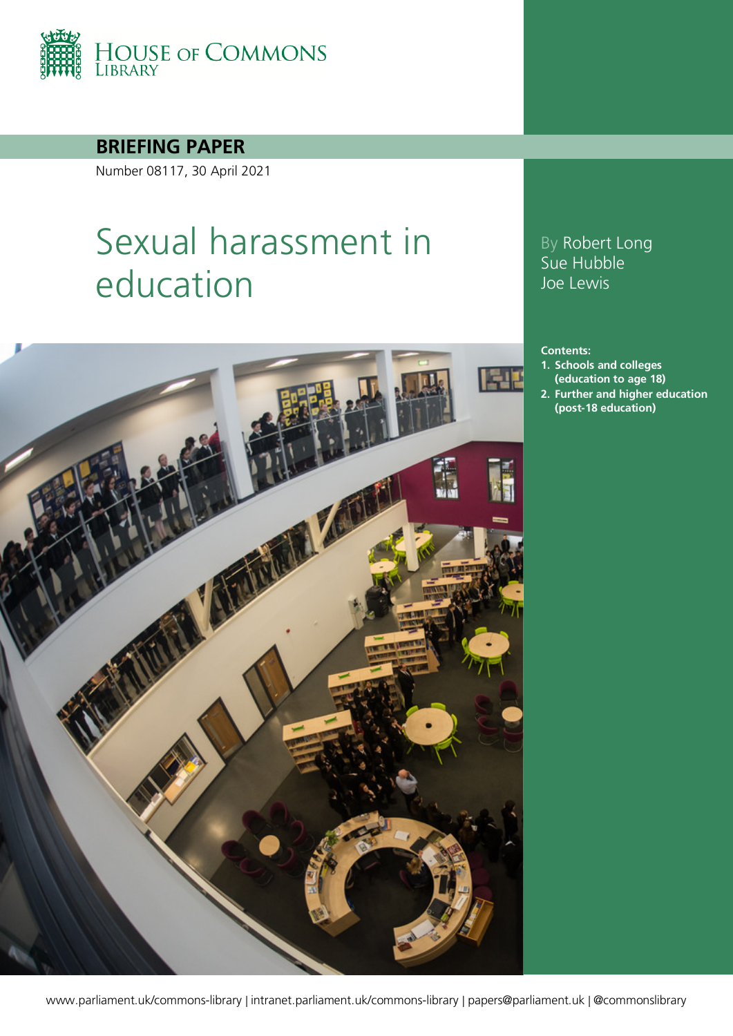House of Commons Library

**BRIEFING PAPER**

Number 08117, 30 April 2021

# Sexual harassment in education

By Robert Long
Sue Hubble
Joe Lewis

**Contents:**

1. **Schools and colleges (education to age 18)**
2. **Further and higher education (post-18 education)**

www.parliament.uk/commons-library | intranet.parliament.uk/commons-library | papers@parliament.uk | @commonslibrary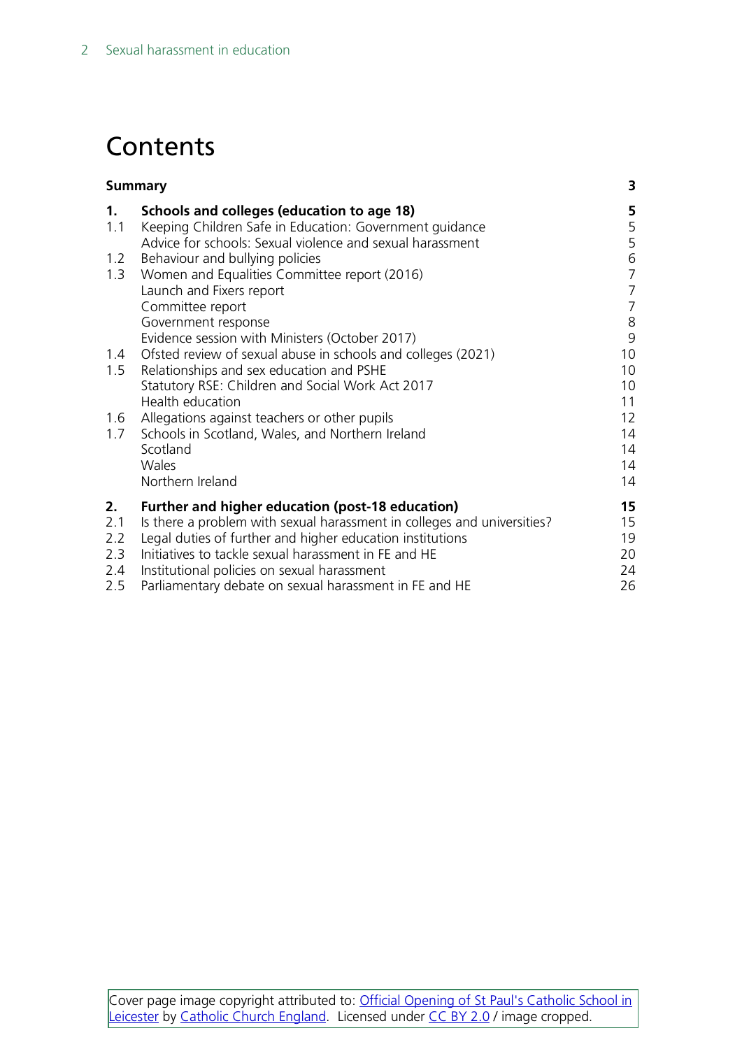# Contents

| | | |
|---|---|---|
| **Summary** | | **3** |
| **1.** | **Schools and colleges (education to age 18)** | **5** |
| 1.1 | Keeping Children Safe in Education: Government guidance | 5 |
| | Advice for schools: Sexual violence and sexual harassment | 5 |
| 1.2 | Behaviour and bullying policies | 6 |
| 1.3 | Women and Equalities Committee report (2016) | 7 |
| | Launch and Fixers report | 7 |
| | Committee report | 7 |
| | Government response | 8 |
| | Evidence session with Ministers (October 2017) | 9 |
| 1.4 | Ofsted review of sexual abuse in schools and colleges (2021) | 10 |
| 1.5 | Relationships and sex education and PSHE | 10 |
| | Statutory RSE: Children and Social Work Act 2017 | 10 |
| | Health education | 11 |
| 1.6 | Allegations against teachers or other pupils | 12 |
| 1.7 | Schools in Scotland, Wales, and Northern Ireland | 14 |
| | Scotland | 14 |
| | Wales | 14 |
| | Northern Ireland | 14 |
| **2.** | **Further and higher education (post-18 education)** | **15** |
| 2.1 | Is there a problem with sexual harassment in colleges and universities? | 15 |
| 2.2 | Legal duties of further and higher education institutions | 19 |
| 2.3 | Initiatives to tackle sexual harassment in FE and HE | 20 |
| 2.4 | Institutional policies on sexual harassment | 24 |
| 2.5 | Parliamentary debate on sexual harassment in FE and HE | 26 |

Cover page image copyright attributed to: [Official Opening of St Paul's Catholic School in Leicester]() by [Catholic Church England](). Licensed under [CC BY 2.0]() / image cropped.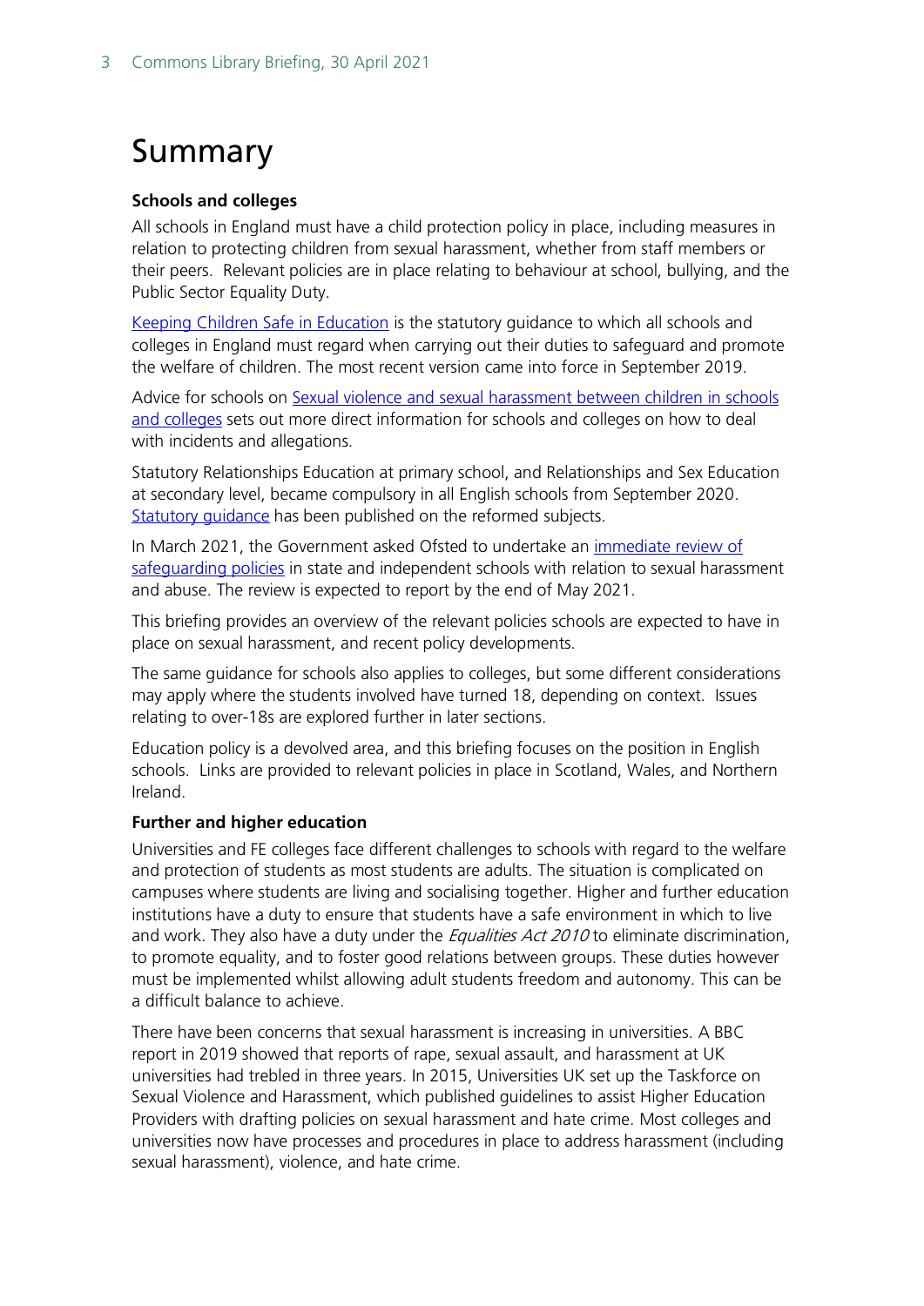# Summary

**Schools and colleges**

All schools in England must have a child protection policy in place, including measures in relation to protecting children from sexual harassment, whether from staff members or their peers. Relevant policies are in place relating to behaviour at school, bullying, and the Public Sector Equality Duty.

Keeping Children Safe in Education is the statutory guidance to which all schools and colleges in England must regard when carrying out their duties to safeguard and promote the welfare of children. The most recent version came into force in September 2019.

Advice for schools on Sexual violence and sexual harassment between children in schools and colleges sets out more direct information for schools and colleges on how to deal with incidents and allegations.

Statutory Relationships Education at primary school, and Relationships and Sex Education at secondary level, became compulsory in all English schools from September 2020. Statutory guidance has been published on the reformed subjects.

In March 2021, the Government asked Ofsted to undertake an immediate review of safeguarding policies in state and independent schools with relation to sexual harassment and abuse. The review is expected to report by the end of May 2021.

This briefing provides an overview of the relevant policies schools are expected to have in place on sexual harassment, and recent policy developments.

The same guidance for schools also applies to colleges, but some different considerations may apply where the students involved have turned 18, depending on context. Issues relating to over-18s are explored further in later sections.

Education policy is a devolved area, and this briefing focuses on the position in English schools. Links are provided to relevant policies in place in Scotland, Wales, and Northern Ireland.

**Further and higher education**

Universities and FE colleges face different challenges to schools with regard to the welfare and protection of students as most students are adults. The situation is complicated on campuses where students are living and socialising together. Higher and further education institutions have a duty to ensure that students have a safe environment in which to live and work. They also have a duty under the *Equalities Act 2010* to eliminate discrimination, to promote equality, and to foster good relations between groups. These duties however must be implemented whilst allowing adult students freedom and autonomy. This can be a difficult balance to achieve.

There have been concerns that sexual harassment is increasing in universities. A BBC report in 2019 showed that reports of rape, sexual assault, and harassment at UK universities had trebled in three years. In 2015, Universities UK set up the Taskforce on Sexual Violence and Harassment, which published guidelines to assist Higher Education Providers with drafting policies on sexual harassment and hate crime. Most colleges and universities now have processes and procedures in place to address harassment (including sexual harassment), violence, and hate crime.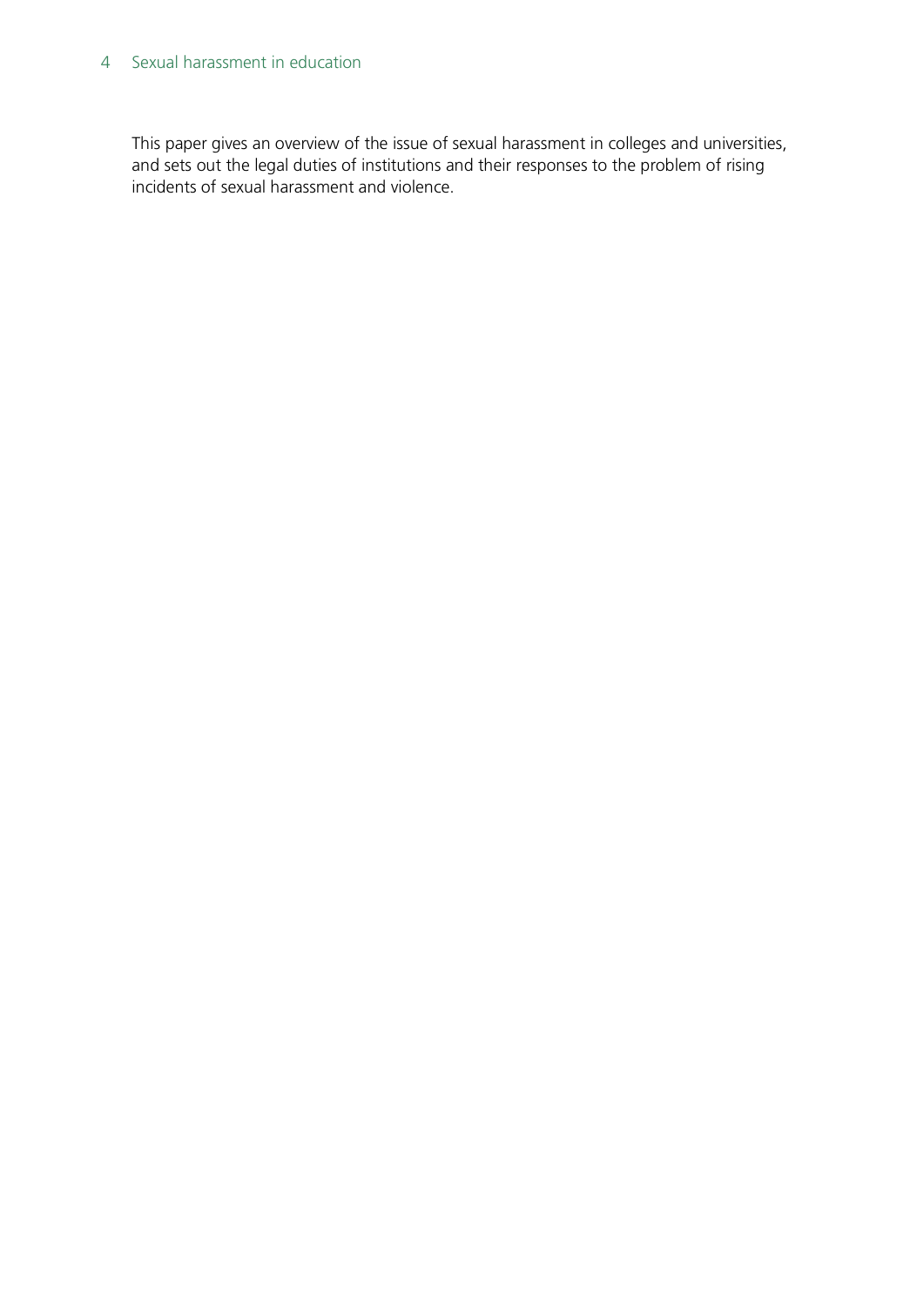This paper gives an overview of the issue of sexual harassment in colleges and universities, and sets out the legal duties of institutions and their responses to the problem of rising incidents of sexual harassment and violence.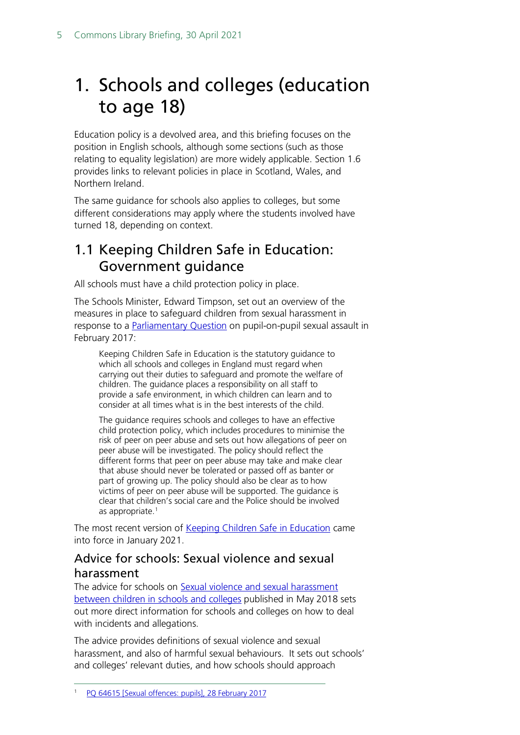# 1. Schools and colleges (education to age 18)

Education policy is a devolved area, and this briefing focuses on the position in English schools, although some sections (such as those relating to equality legislation) are more widely applicable. Section 1.6 provides links to relevant policies in place in Scotland, Wales, and Northern Ireland.

The same guidance for schools also applies to colleges, but some different considerations may apply where the students involved have turned 18, depending on context.

## 1.1 Keeping Children Safe in Education: Government guidance

All schools must have a child protection policy in place.

The Schools Minister, Edward Timpson, set out an overview of the measures in place to safeguard children from sexual harassment in response to a Parliamentary Question on pupil-on-pupil sexual assault in February 2017:

> Keeping Children Safe in Education is the statutory guidance to which all schools and colleges in England must regard when carrying out their duties to safeguard and promote the welfare of children. The guidance places a responsibility on all staff to provide a safe environment, in which children can learn and to consider at all times what is in the best interests of the child.
>
> The guidance requires schools and colleges to have an effective child protection policy, which includes procedures to minimise the risk of peer on peer abuse and sets out how allegations of peer on peer abuse will be investigated. The policy should reflect the different forms that peer on peer abuse may take and make clear that abuse should never be tolerated or passed off as banter or part of growing up. The policy should also be clear as to how victims of peer on peer abuse will be supported. The guidance is clear that children's social care and the Police should be involved as appropriate.[1]

The most recent version of Keeping Children Safe in Education came into force in January 2021.

### Advice for schools: Sexual violence and sexual harassment

The advice for schools on Sexual violence and sexual harassment between children in schools and colleges published in May 2018 sets out more direct information for schools and colleges on how to deal with incidents and allegations.

The advice provides definitions of sexual violence and sexual harassment, and also of harmful sexual behaviours. It sets out schools' and colleges' relevant duties, and how schools should approach

[1] PQ 64615 [Sexual offences: pupils], 28 February 2017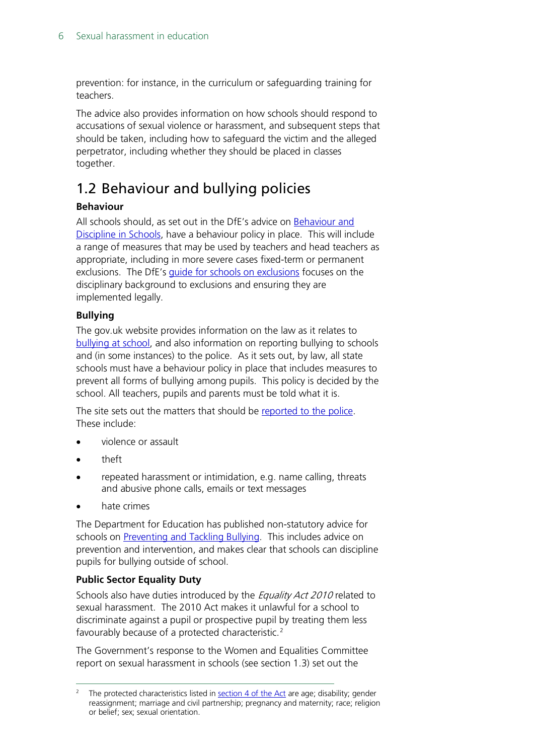prevention: for instance, in the curriculum or safeguarding training for teachers.

The advice also provides information on how schools should respond to accusations of sexual violence or harassment, and subsequent steps that should be taken, including how to safeguard the victim and the alleged perpetrator, including whether they should be placed in classes together.

## 1.2 Behaviour and bullying policies

**Behaviour**

All schools should, as set out in the DfE's advice on Behaviour and Discipline in Schools, have a behaviour policy in place. This will include a range of measures that may be used by teachers and head teachers as appropriate, including in more severe cases fixed-term or permanent exclusions. The DfE's guide for schools on exclusions focuses on the disciplinary background to exclusions and ensuring they are implemented legally.

**Bullying**

The gov.uk website provides information on the law as it relates to bullying at school, and also information on reporting bullying to schools and (in some instances) to the police. As it sets out, by law, all state schools must have a behaviour policy in place that includes measures to prevent all forms of bullying among pupils. This policy is decided by the school. All teachers, pupils and parents must be told what it is.

The site sets out the matters that should be reported to the police. These include:

- violence or assault
- theft
- repeated harassment or intimidation, e.g. name calling, threats and abusive phone calls, emails or text messages
- hate crimes

The Department for Education has published non-statutory advice for schools on Preventing and Tackling Bullying. This includes advice on prevention and intervention, and makes clear that schools can discipline pupils for bullying outside of school.

**Public Sector Equality Duty**

Schools also have duties introduced by the *Equality Act 2010* related to sexual harassment. The 2010 Act makes it unlawful for a school to discriminate against a pupil or prospective pupil by treating them less favourably because of a protected characteristic.[2]

The Government's response to the Women and Equalities Committee report on sexual harassment in schools (see section 1.3) set out the

[2] The protected characteristics listed in section 4 of the Act are age; disability; gender reassignment; marriage and civil partnership; pregnancy and maternity; race; religion or belief; sex; sexual orientation.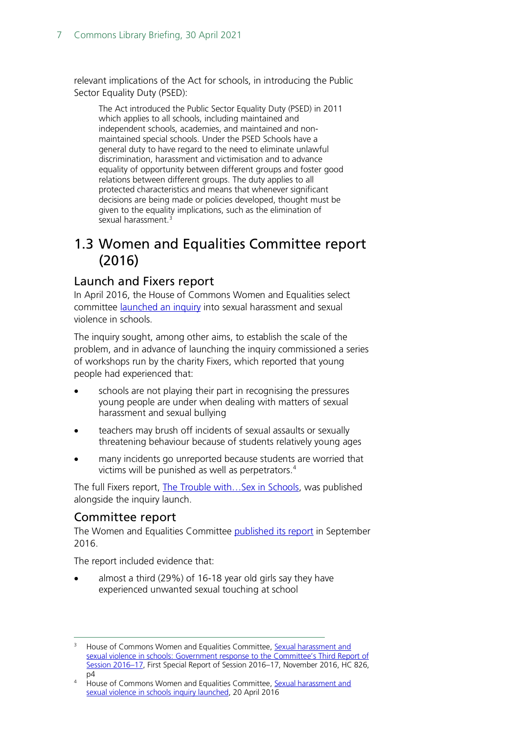relevant implications of the Act for schools, in introducing the Public Sector Equality Duty (PSED):

> The Act introduced the Public Sector Equality Duty (PSED) in 2011 which applies to all schools, including maintained and independent schools, academies, and maintained and non-maintained special schools. Under the PSED Schools have a general duty to have regard to the need to eliminate unlawful discrimination, harassment and victimisation and to advance equality of opportunity between different groups and foster good relations between different groups. The duty applies to all protected characteristics and means that whenever significant decisions are being made or policies developed, thought must be given to the equality implications, such as the elimination of sexual harassment.[3]

## 1.3 Women and Equalities Committee report (2016)

### Launch and Fixers report

In April 2016, the House of Commons Women and Equalities select committee launched an inquiry into sexual harassment and sexual violence in schools.

The inquiry sought, among other aims, to establish the scale of the problem, and in advance of launching the inquiry commissioned a series of workshops run by the charity Fixers, which reported that young people had experienced that:

- schools are not playing their part in recognising the pressures young people are under when dealing with matters of sexual harassment and sexual bullying
- teachers may brush off incidents of sexual assaults or sexually threatening behaviour because of students relatively young ages
- many incidents go unreported because students are worried that victims will be punished as well as perpetrators.[4]

The full Fixers report, The Trouble with…Sex in Schools, was published alongside the inquiry launch.

### Committee report

The Women and Equalities Committee published its report in September 2016.

The report included evidence that:

- almost a third (29%) of 16-18 year old girls say they have experienced unwanted sexual touching at school

---

[3] House of Commons Women and Equalities Committee, Sexual harassment and sexual violence in schools: Government response to the Committee's Third Report of Session 2016–17, First Special Report of Session 2016–17, November 2016, HC 826, p4

[4] House of Commons Women and Equalities Committee, Sexual harassment and sexual violence in schools inquiry launched, 20 April 2016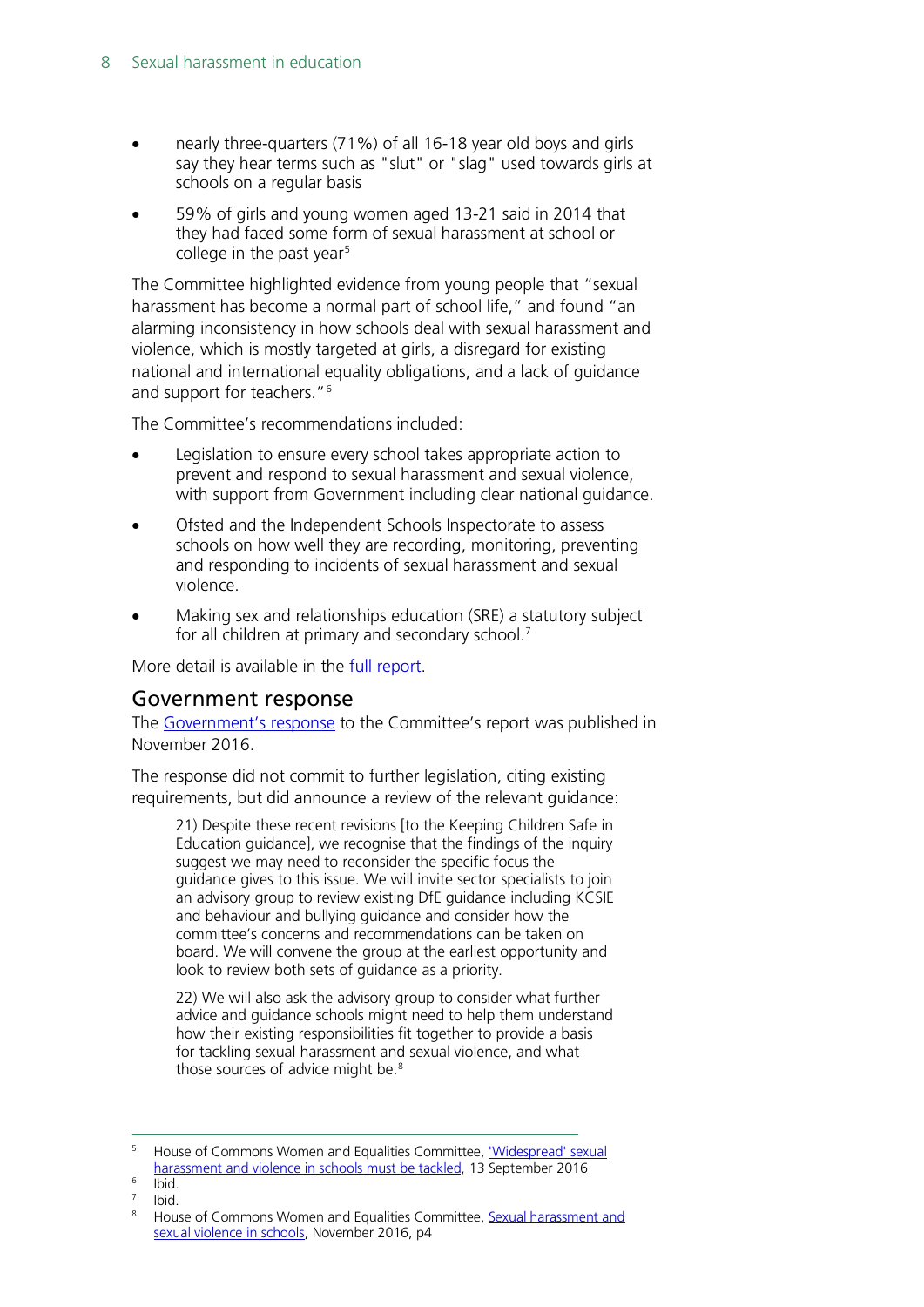- nearly three-quarters (71%) of all 16-18 year old boys and girls say they hear terms such as "slut" or "slag" used towards girls at schools on a regular basis
- 59% of girls and young women aged 13-21 said in 2014 that they had faced some form of sexual harassment at school or college in the past year[5]

The Committee highlighted evidence from young people that "sexual harassment has become a normal part of school life," and found "an alarming inconsistency in how schools deal with sexual harassment and violence, which is mostly targeted at girls, a disregard for existing national and international equality obligations, and a lack of guidance and support for teachers."[6]

The Committee's recommendations included:

- Legislation to ensure every school takes appropriate action to prevent and respond to sexual harassment and sexual violence, with support from Government including clear national guidance.
- Ofsted and the Independent Schools Inspectorate to assess schools on how well they are recording, monitoring, preventing and responding to incidents of sexual harassment and sexual violence.
- Making sex and relationships education (SRE) a statutory subject for all children at primary and secondary school.[7]

More detail is available in the full report.

## Government response

The Government's response to the Committee's report was published in November 2016.

The response did not commit to further legislation, citing existing requirements, but did announce a review of the relevant guidance:

> 21) Despite these recent revisions [to the Keeping Children Safe in Education guidance], we recognise that the findings of the inquiry suggest we may need to reconsider the specific focus the guidance gives to this issue. We will invite sector specialists to join an advisory group to review existing DfE guidance including KCSIE and behaviour and bullying guidance and consider how the committee's concerns and recommendations can be taken on board. We will convene the group at the earliest opportunity and look to review both sets of guidance as a priority.
>
> 22) We will also ask the advisory group to consider what further advice and guidance schools might need to help them understand how their existing responsibilities fit together to provide a basis for tackling sexual harassment and sexual violence, and what those sources of advice might be.[8]

---

[5] House of Commons Women and Equalities Committee, 'Widespread' sexual harassment and violence in schools must be tackled, 13 September 2016

[6] Ibid.

[7] Ibid.

[8] House of Commons Women and Equalities Committee, Sexual harassment and sexual violence in schools, November 2016, p4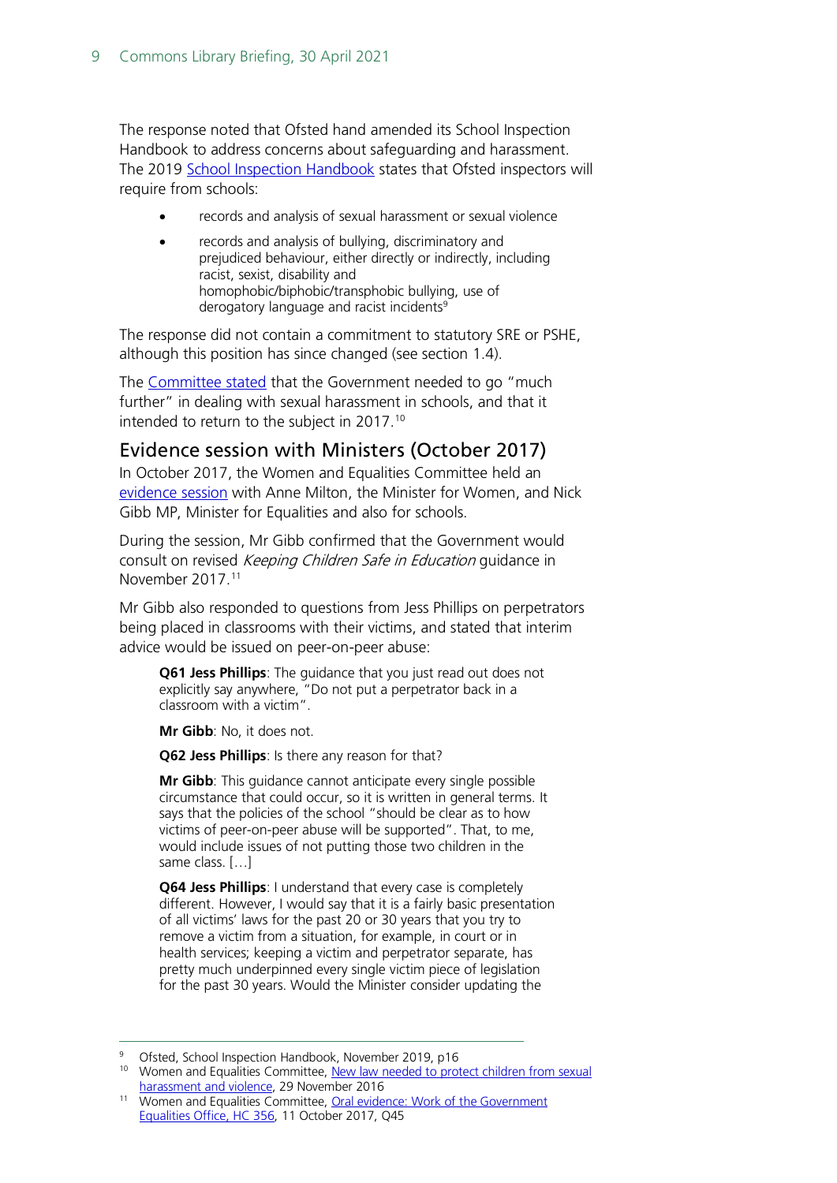The response noted that Ofsted hand amended its School Inspection Handbook to address concerns about safeguarding and harassment. The 2019 School Inspection Handbook states that Ofsted inspectors will require from schools:

- records and analysis of sexual harassment or sexual violence
- records and analysis of bullying, discriminatory and prejudiced behaviour, either directly or indirectly, including racist, sexist, disability and homophobic/biphobic/transphobic bullying, use of derogatory language and racist incidents[9]

The response did not contain a commitment to statutory SRE or PSHE, although this position has since changed (see section 1.4).

The Committee stated that the Government needed to go "much further" in dealing with sexual harassment in schools, and that it intended to return to the subject in 2017.[10]

## Evidence session with Ministers (October 2017)

In October 2017, the Women and Equalities Committee held an evidence session with Anne Milton, the Minister for Women, and Nick Gibb MP, Minister for Equalities and also for schools.

During the session, Mr Gibb confirmed that the Government would consult on revised *Keeping Children Safe in Education* guidance in November 2017.[11]

Mr Gibb also responded to questions from Jess Phillips on perpetrators being placed in classrooms with their victims, and stated that interim advice would be issued on peer-on-peer abuse:

> **Q61 Jess Phillips**: The guidance that you just read out does not explicitly say anywhere, "Do not put a perpetrator back in a classroom with a victim".
>
> **Mr Gibb**: No, it does not.
>
> **Q62 Jess Phillips**: Is there any reason for that?
>
> **Mr Gibb**: This guidance cannot anticipate every single possible circumstance that could occur, so it is written in general terms. It says that the policies of the school "should be clear as to how victims of peer-on-peer abuse will be supported". That, to me, would include issues of not putting those two children in the same class. […]
>
> **Q64 Jess Phillips**: I understand that every case is completely different. However, I would say that it is a fairly basic presentation of all victims' laws for the past 20 or 30 years that you try to remove a victim from a situation, for example, in court or in health services; keeping a victim and perpetrator separate, has pretty much underpinned every single victim piece of legislation for the past 30 years. Would the Minister consider updating the

---

[9] Ofsted, School Inspection Handbook, November 2019, p16

[10] Women and Equalities Committee, New law needed to protect children from sexual harassment and violence, 29 November 2016

[11] Women and Equalities Committee, Oral evidence: Work of the Government Equalities Office, HC 356, 11 October 2017, Q45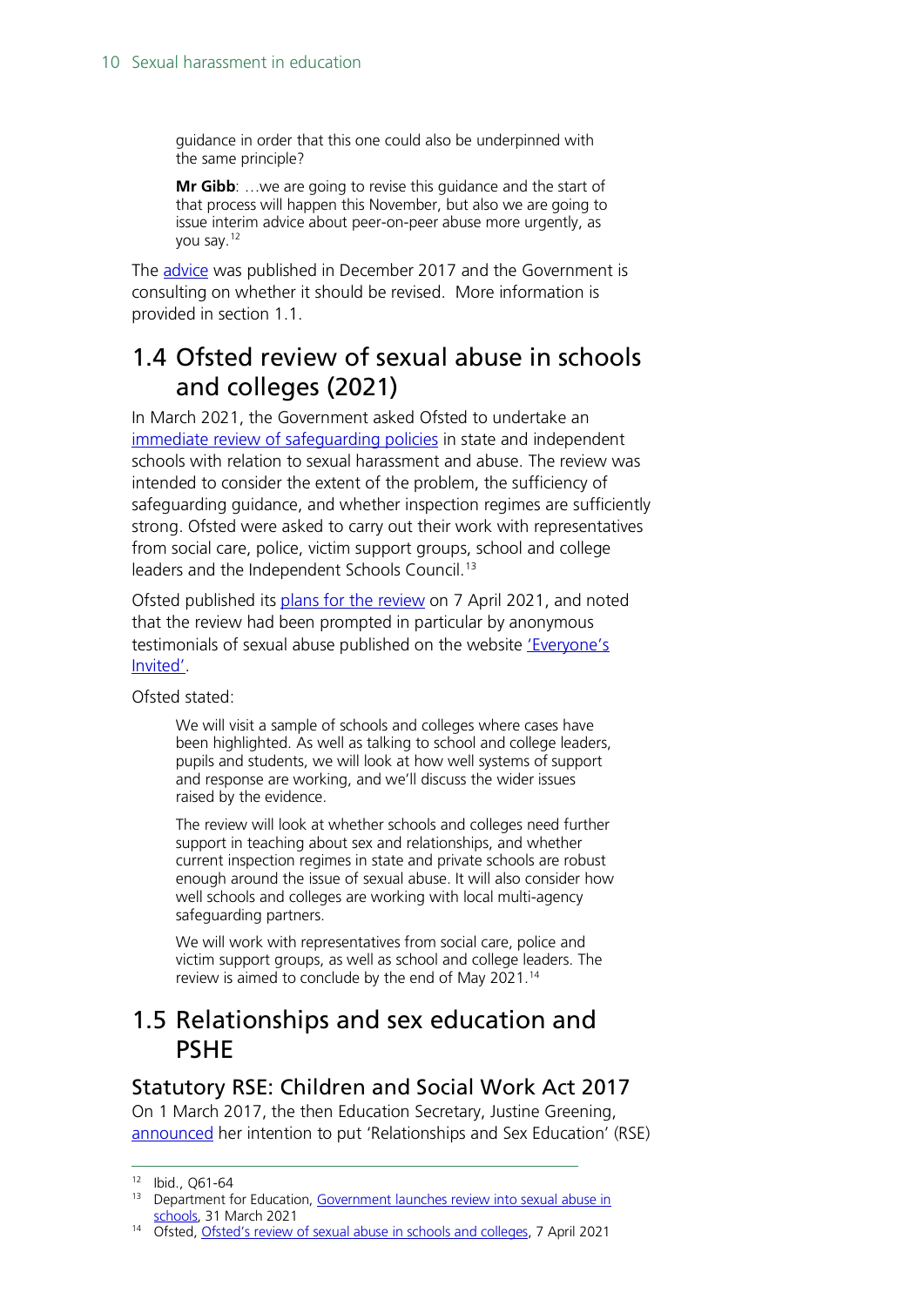> guidance in order that this one could also be underpinned with the same principle?
>
> **Mr Gibb**: …we are going to revise this guidance and the start of that process will happen this November, but also we are going to issue interim advice about peer-on-peer abuse more urgently, as you say.[12]

The advice was published in December 2017 and the Government is consulting on whether it should be revised. More information is provided in section 1.1.

## 1.4 Ofsted review of sexual abuse in schools and colleges (2021)

In March 2021, the Government asked Ofsted to undertake an immediate review of safeguarding policies in state and independent schools with relation to sexual harassment and abuse. The review was intended to consider the extent of the problem, the sufficiency of safeguarding guidance, and whether inspection regimes are sufficiently strong. Ofsted were asked to carry out their work with representatives from social care, police, victim support groups, school and college leaders and the Independent Schools Council.[13]

Ofsted published its plans for the review on 7 April 2021, and noted that the review had been prompted in particular by anonymous testimonials of sexual abuse published on the website 'Everyone's Invited'.

Ofsted stated:

> We will visit a sample of schools and colleges where cases have been highlighted. As well as talking to school and college leaders, pupils and students, we will look at how well systems of support and response are working, and we'll discuss the wider issues raised by the evidence.
>
> The review will look at whether schools and colleges need further support in teaching about sex and relationships, and whether current inspection regimes in state and private schools are robust enough around the issue of sexual abuse. It will also consider how well schools and colleges are working with local multi-agency safeguarding partners.
>
> We will work with representatives from social care, police and victim support groups, as well as school and college leaders. The review is aimed to conclude by the end of May 2021.[14]

## 1.5 Relationships and sex education and PSHE

### Statutory RSE: Children and Social Work Act 2017

On 1 March 2017, the then Education Secretary, Justine Greening, announced her intention to put 'Relationships and Sex Education' (RSE)

---

[12] Ibid., Q61-64

[13] Department for Education, Government launches review into sexual abuse in schools, 31 March 2021

[14] Ofsted, Ofsted's review of sexual abuse in schools and colleges, 7 April 2021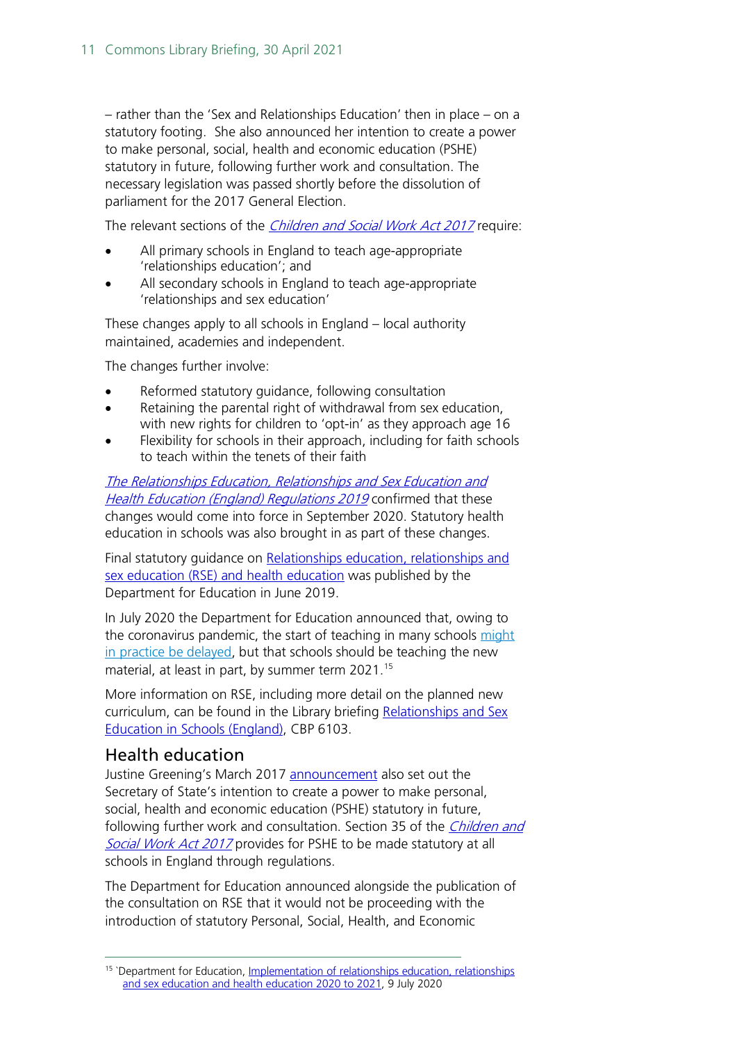– rather than the 'Sex and Relationships Education' then in place – on a statutory footing. She also announced her intention to create a power to make personal, social, health and economic education (PSHE) statutory in future, following further work and consultation. The necessary legislation was passed shortly before the dissolution of parliament for the 2017 General Election.

The relevant sections of the *Children and Social Work Act 2017* require:

- All primary schools in England to teach age-appropriate 'relationships education'; and
- All secondary schools in England to teach age-appropriate 'relationships and sex education'

These changes apply to all schools in England – local authority maintained, academies and independent.

The changes further involve:

- Reformed statutory guidance, following consultation
- Retaining the parental right of withdrawal from sex education, with new rights for children to 'opt-in' as they approach age 16
- Flexibility for schools in their approach, including for faith schools to teach within the tenets of their faith

*The Relationships Education, Relationships and Sex Education and Health Education (England) Regulations 2019* confirmed that these changes would come into force in September 2020. Statutory health education in schools was also brought in as part of these changes.

Final statutory guidance on Relationships education, relationships and sex education (RSE) and health education was published by the Department for Education in June 2019.

In July 2020 the Department for Education announced that, owing to the coronavirus pandemic, the start of teaching in many schools might in practice be delayed, but that schools should be teaching the new material, at least in part, by summer term 2021.[15]

More information on RSE, including more detail on the planned new curriculum, can be found in the Library briefing Relationships and Sex Education in Schools (England), CBP 6103.

## Health education

Justine Greening's March 2017 announcement also set out the Secretary of State's intention to create a power to make personal, social, health and economic education (PSHE) statutory in future, following further work and consultation. Section 35 of the *Children and Social Work Act 2017* provides for PSHE to be made statutory at all schools in England through regulations.

The Department for Education announced alongside the publication of the consultation on RSE that it would not be proceeding with the introduction of statutory Personal, Social, Health, and Economic

---

[15] `Department for Education, Implementation of relationships education, relationships and sex education and health education 2020 to 2021, 9 July 2020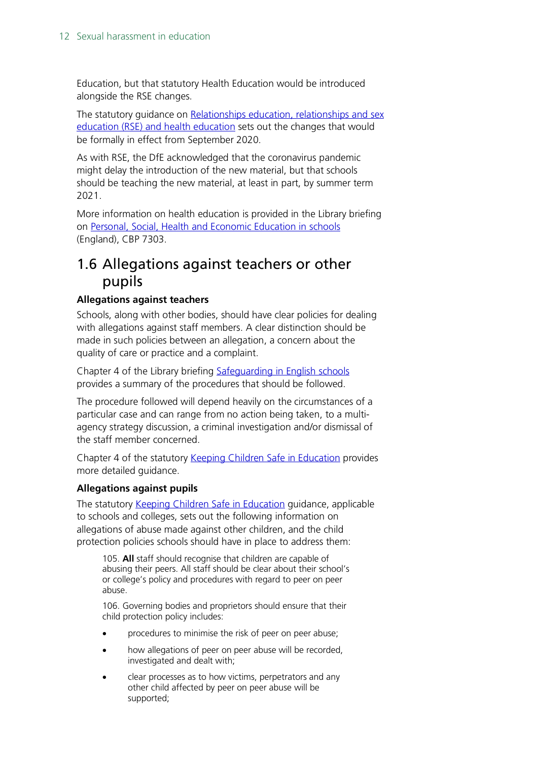Education, but that statutory Health Education would be introduced alongside the RSE changes.

The statutory guidance on Relationships education, relationships and sex education (RSE) and health education sets out the changes that would be formally in effect from September 2020.

As with RSE, the DfE acknowledged that the coronavirus pandemic might delay the introduction of the new material, but that schools should be teaching the new material, at least in part, by summer term 2021.

More information on health education is provided in the Library briefing on Personal, Social, Health and Economic Education in schools (England), CBP 7303.

## 1.6 Allegations against teachers or other pupils

**Allegations against teachers**

Schools, along with other bodies, should have clear policies for dealing with allegations against staff members. A clear distinction should be made in such policies between an allegation, a concern about the quality of care or practice and a complaint.

Chapter 4 of the Library briefing Safeguarding in English schools provides a summary of the procedures that should be followed.

The procedure followed will depend heavily on the circumstances of a particular case and can range from no action being taken, to a multi-agency strategy discussion, a criminal investigation and/or dismissal of the staff member concerned.

Chapter 4 of the statutory Keeping Children Safe in Education provides more detailed guidance.

**Allegations against pupils**

The statutory Keeping Children Safe in Education guidance, applicable to schools and colleges, sets out the following information on allegations of abuse made against other children, and the child protection policies schools should have in place to address them:

> 105. **All** staff should recognise that children are capable of abusing their peers. All staff should be clear about their school's or college's policy and procedures with regard to peer on peer abuse.
>
> 106. Governing bodies and proprietors should ensure that their child protection policy includes:
>
> - procedures to minimise the risk of peer on peer abuse;
> - how allegations of peer on peer abuse will be recorded, investigated and dealt with;
> - clear processes as to how victims, perpetrators and any other child affected by peer on peer abuse will be supported;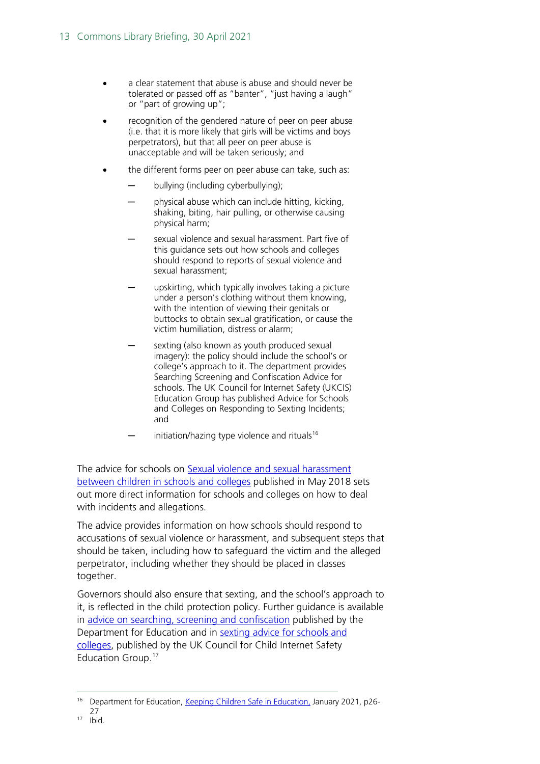- a clear statement that abuse is abuse and should never be tolerated or passed off as "banter", "just having a laugh" or "part of growing up";
- recognition of the gendered nature of peer on peer abuse (i.e. that it is more likely that girls will be victims and boys perpetrators), but that all peer on peer abuse is unacceptable and will be taken seriously; and
- the different forms peer on peer abuse can take, such as:
  - bullying (including cyberbullying);
  - physical abuse which can include hitting, kicking, shaking, biting, hair pulling, or otherwise causing physical harm;
  - sexual violence and sexual harassment. Part five of this guidance sets out how schools and colleges should respond to reports of sexual violence and sexual harassment;
  - upskirting, which typically involves taking a picture under a person's clothing without them knowing, with the intention of viewing their genitals or buttocks to obtain sexual gratification, or cause the victim humiliation, distress or alarm;
  - sexting (also known as youth produced sexual imagery): the policy should include the school's or college's approach to it. The department provides Searching Screening and Confiscation Advice for schools. The UK Council for Internet Safety (UKCIS) Education Group has published Advice for Schools and Colleges on Responding to Sexting Incidents; and
  - initiation/hazing type violence and rituals[16]

The advice for schools on Sexual violence and sexual harassment between children in schools and colleges published in May 2018 sets out more direct information for schools and colleges on how to deal with incidents and allegations.

The advice provides information on how schools should respond to accusations of sexual violence or harassment, and subsequent steps that should be taken, including how to safeguard the victim and the alleged perpetrator, including whether they should be placed in classes together.

Governors should also ensure that sexting, and the school's approach to it, is reflected in the child protection policy. Further guidance is available in advice on searching, screening and confiscation published by the Department for Education and in sexting advice for schools and colleges, published by the UK Council for Child Internet Safety Education Group.[17]

---

[16] Department for Education, Keeping Children Safe in Education, January 2021, p26-27

[17] Ibid.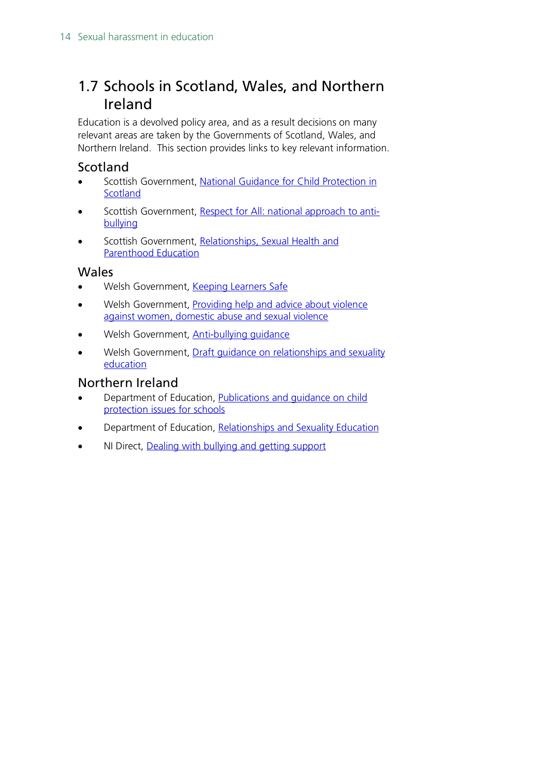## 1.7 Schools in Scotland, Wales, and Northern Ireland

Education is a devolved policy area, and as a result decisions on many relevant areas are taken by the Governments of Scotland, Wales, and Northern Ireland. This section provides links to key relevant information.

### Scotland

- Scottish Government, National Guidance for Child Protection in Scotland
- Scottish Government, Respect for All: national approach to anti-bullying
- Scottish Government, Relationships, Sexual Health and Parenthood Education

### Wales

- Welsh Government, Keeping Learners Safe
- Welsh Government, Providing help and advice about violence against women, domestic abuse and sexual violence
- Welsh Government, Anti-bullying guidance
- Welsh Government, Draft guidance on relationships and sexuality education

### Northern Ireland

- Department of Education, Publications and guidance on child protection issues for schools
- Department of Education, Relationships and Sexuality Education
- NI Direct, Dealing with bullying and getting support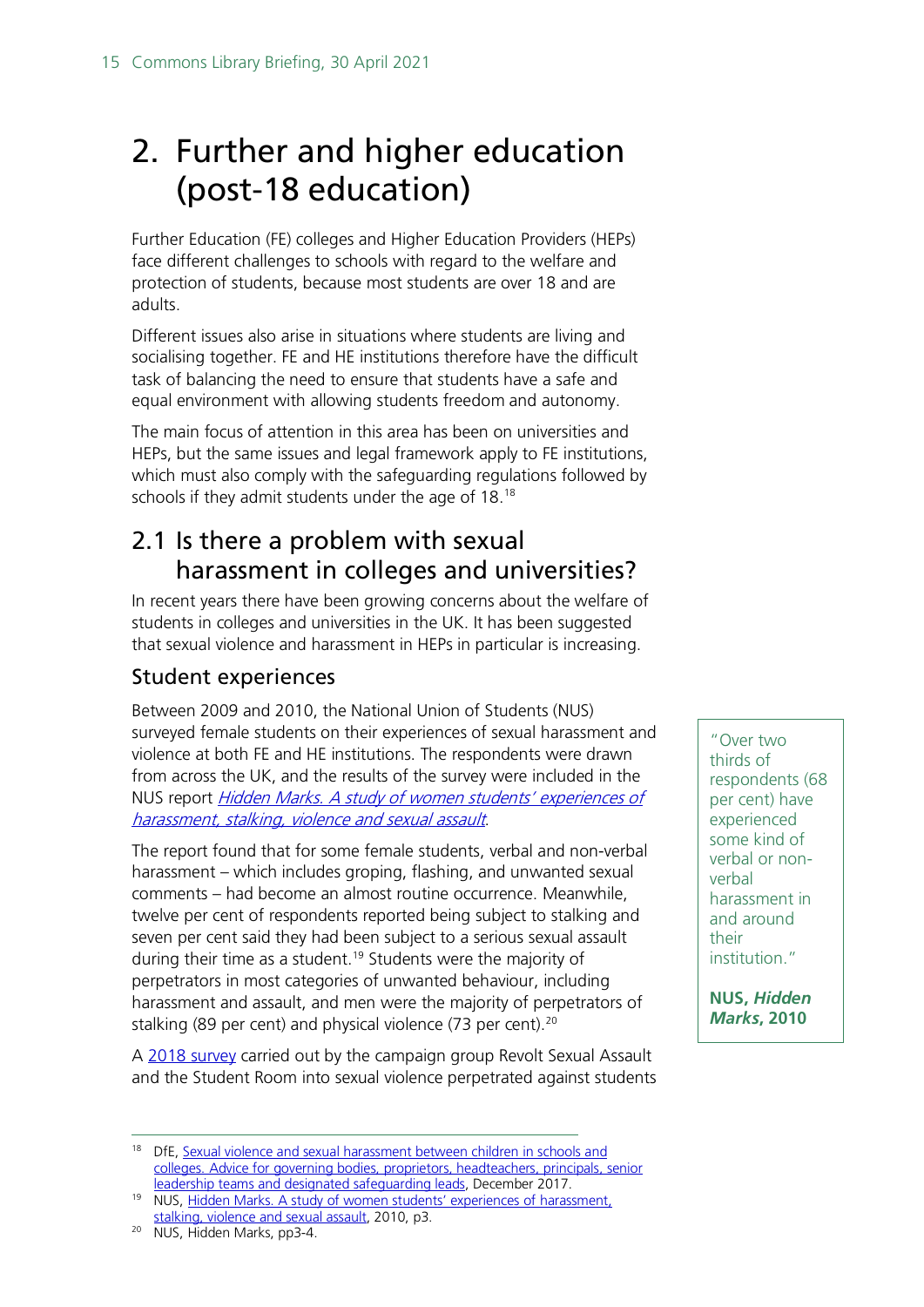# 2. Further and higher education (post-18 education)

Further Education (FE) colleges and Higher Education Providers (HEPs) face different challenges to schools with regard to the welfare and protection of students, because most students are over 18 and are adults.

Different issues also arise in situations where students are living and socialising together. FE and HE institutions therefore have the difficult task of balancing the need to ensure that students have a safe and equal environment with allowing students freedom and autonomy.

The main focus of attention in this area has been on universities and HEPs, but the same issues and legal framework apply to FE institutions, which must also comply with the safeguarding regulations followed by schools if they admit students under the age of 18.[18]

## 2.1 Is there a problem with sexual harassment in colleges and universities?

In recent years there have been growing concerns about the welfare of students in colleges and universities in the UK. It has been suggested that sexual violence and harassment in HEPs in particular is increasing.

### Student experiences

Between 2009 and 2010, the National Union of Students (NUS) surveyed female students on their experiences of sexual harassment and violence at both FE and HE institutions. The respondents were drawn from across the UK, and the results of the survey were included in the NUS report *Hidden Marks. A study of women students' experiences of harassment, stalking, violence and sexual assault*.

The report found that for some female students, verbal and non-verbal harassment – which includes groping, flashing, and unwanted sexual comments – had become an almost routine occurrence. Meanwhile, twelve per cent of respondents reported being subject to stalking and seven per cent said they had been subject to a serious sexual assault during their time as a student.[19] Students were the majority of perpetrators in most categories of unwanted behaviour, including harassment and assault, and men were the majority of perpetrators of stalking (89 per cent) and physical violence (73 per cent).[20]

> "Over two thirds of respondents (68 per cent) have experienced some kind of verbal or non-verbal harassment in and around their institution."
>
> **NUS, *Hidden Marks*, 2010**

A 2018 survey carried out by the campaign group Revolt Sexual Assault and the Student Room into sexual violence perpetrated against students

---

[18] DfE, Sexual violence and sexual harassment between children in schools and colleges. Advice for governing bodies, proprietors, headteachers, principals, senior leadership teams and designated safeguarding leads, December 2017.

[19] NUS, Hidden Marks. A study of women students' experiences of harassment, stalking, violence and sexual assault, 2010, p3.

[20] NUS, Hidden Marks, pp3-4.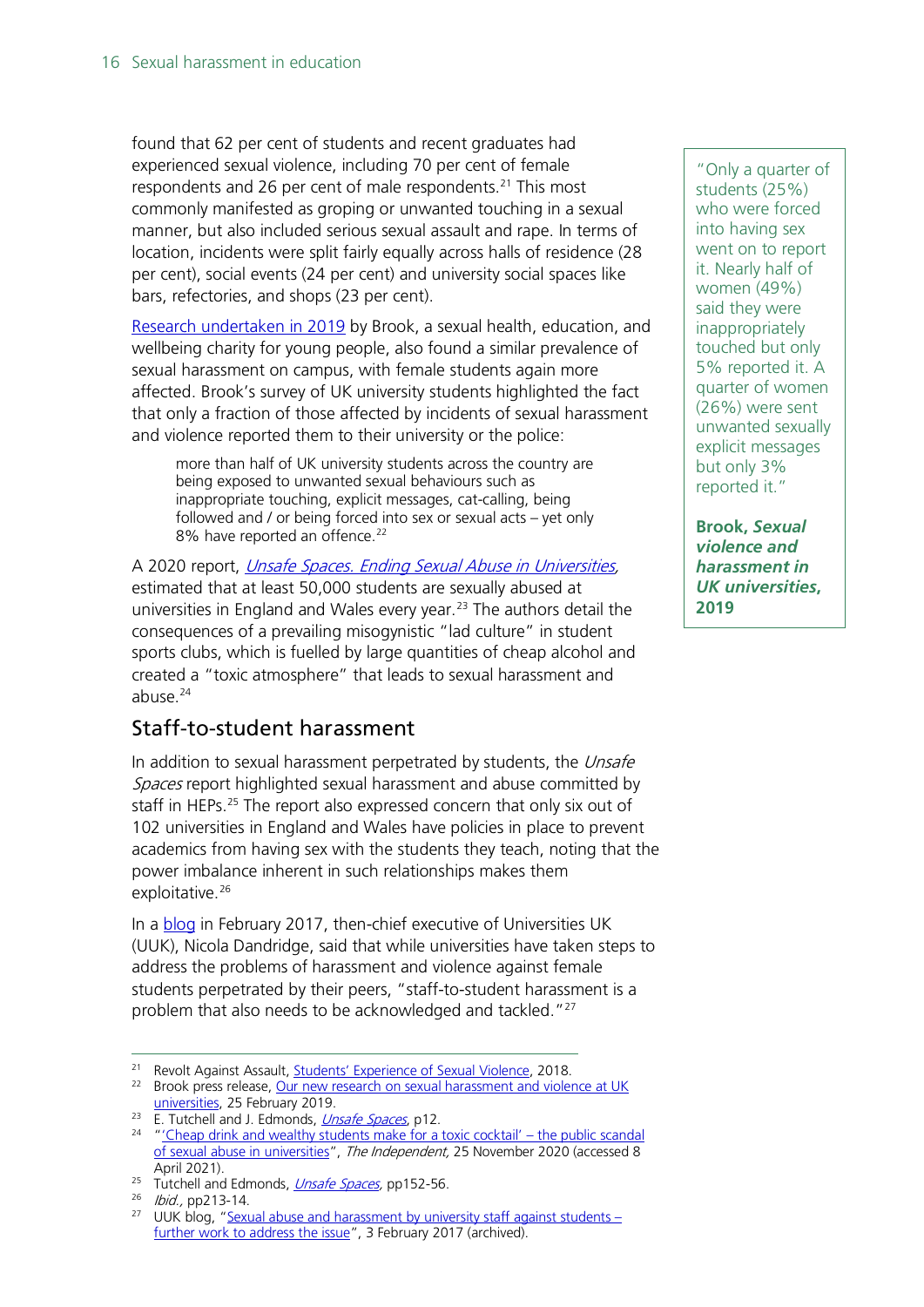found that 62 per cent of students and recent graduates had experienced sexual violence, including 70 per cent of female respondents and 26 per cent of male respondents.[21] This most commonly manifested as groping or unwanted touching in a sexual manner, but also included serious sexual assault and rape. In terms of location, incidents were split fairly equally across halls of residence (28 per cent), social events (24 per cent) and university social spaces like bars, refectories, and shops (23 per cent).

Research undertaken in 2019 by Brook, a sexual health, education, and wellbeing charity for young people, also found a similar prevalence of sexual harassment on campus, with female students again more affected. Brook's survey of UK university students highlighted the fact that only a fraction of those affected by incidents of sexual harassment and violence reported them to their university or the police:

> more than half of UK university students across the country are being exposed to unwanted sexual behaviours such as inappropriate touching, explicit messages, cat-calling, being followed and / or being forced into sex or sexual acts – yet only 8% have reported an offence.[22]

A 2020 report, *Unsafe Spaces. Ending Sexual Abuse in Universities*, estimated that at least 50,000 students are sexually abused at universities in England and Wales every year.[23] The authors detail the consequences of a prevailing misogynistic "lad culture" in student sports clubs, which is fuelled by large quantities of cheap alcohol and created a "toxic atmosphere" that leads to sexual harassment and abuse.[24]

> "Only a quarter of students (25%) who were forced into having sex went on to report it. Nearly half of women (49%) said they were inappropriately touched but only 5% reported it. A quarter of women (26%) were sent unwanted sexually explicit messages but only 3% reported it."
>
> **Brook, *Sexual violence and harassment in UK universities*, 2019**

## Staff-to-student harassment

In addition to sexual harassment perpetrated by students, the *Unsafe Spaces* report highlighted sexual harassment and abuse committed by staff in HEPs.[25] The report also expressed concern that only six out of 102 universities in England and Wales have policies in place to prevent academics from having sex with the students they teach, noting that the power imbalance inherent in such relationships makes them exploitative.[26]

In a blog in February 2017, then-chief executive of Universities UK (UUK), Nicola Dandridge, said that while universities have taken steps to address the problems of harassment and violence against female students perpetrated by their peers, "staff-to-student harassment is a problem that also needs to be acknowledged and tackled."[27]

---

[21] Revolt Against Assault, Students' Experience of Sexual Violence, 2018.

[22] Brook press release, Our new research on sexual harassment and violence at UK universities, 25 February 2019.

[23] E. Tutchell and J. Edmonds, *Unsafe Spaces*, p12.

[24] "'Cheap drink and wealthy students make for a toxic cocktail' – the public scandal of sexual abuse in universities", *The Independent*, 25 November 2020 (accessed 8 April 2021).

[25] Tutchell and Edmonds, *Unsafe Spaces*, pp152-56.

[26] *Ibid.*, pp213-14.

[27] UUK blog, "Sexual abuse and harassment by university staff against students – further work to address the issue", 3 February 2017 (archived).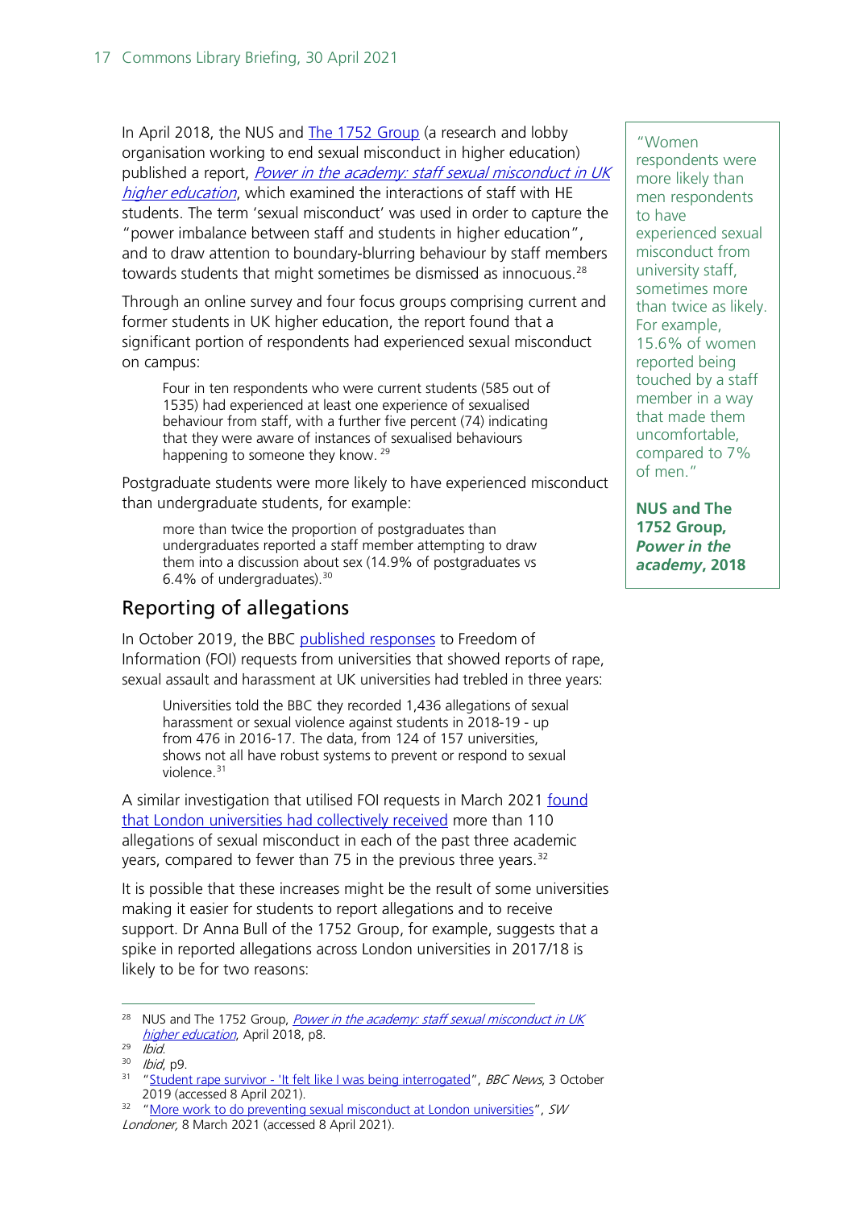In April 2018, the NUS and The 1752 Group (a research and lobby organisation working to end sexual misconduct in higher education) published a report, *Power in the academy: staff sexual misconduct in UK higher education*, which examined the interactions of staff with HE students. The term 'sexual misconduct' was used in order to capture the "power imbalance between staff and students in higher education", and to draw attention to boundary-blurring behaviour by staff members towards students that might sometimes be dismissed as innocuous.[28]

Through an online survey and four focus groups comprising current and former students in UK higher education, the report found that a significant portion of respondents had experienced sexual misconduct on campus:

> Four in ten respondents who were current students (585 out of 1535) had experienced at least one experience of sexualised behaviour from staff, with a further five percent (74) indicating that they were aware of instances of sexualised behaviours happening to someone they know.[29]

Postgraduate students were more likely to have experienced misconduct than undergraduate students, for example:

> more than twice the proportion of postgraduates than undergraduates reported a staff member attempting to draw them into a discussion about sex (14.9% of postgraduates vs 6.4% of undergraduates).[30]

> "Women respondents were more likely than men respondents to have experienced sexual misconduct from university staff, sometimes more than twice as likely. For example, 15.6% of women reported being touched by a staff member in a way that made them uncomfortable, compared to 7% of men."
>
> **NUS and The 1752 Group, *Power in the academy*, 2018**

## Reporting of allegations

In October 2019, the BBC published responses to Freedom of Information (FOI) requests from universities that showed reports of rape, sexual assault and harassment at UK universities had trebled in three years:

> Universities told the BBC they recorded 1,436 allegations of sexual harassment or sexual violence against students in 2018-19 - up from 476 in 2016-17. The data, from 124 of 157 universities, shows not all have robust systems to prevent or respond to sexual violence.[31]

A similar investigation that utilised FOI requests in March 2021 found that London universities had collectively received more than 110 allegations of sexual misconduct in each of the past three academic years, compared to fewer than 75 in the previous three years.[32]

It is possible that these increases might be the result of some universities making it easier for students to report allegations and to receive support. Dr Anna Bull of the 1752 Group, for example, suggests that a spike in reported allegations across London universities in 2017/18 is likely to be for two reasons:

---

[28] NUS and The 1752 Group, *Power in the academy: staff sexual misconduct in UK higher education*, April 2018, p8.

[29] *Ibid.*

[30] *Ibid*, p9.

[31] "Student rape survivor - 'It felt like I was being interrogated'", *BBC News*, 3 October 2019 (accessed 8 April 2021).

[32] "More work to do preventing sexual misconduct at London universities", *SW Londoner,* 8 March 2021 (accessed 8 April 2021).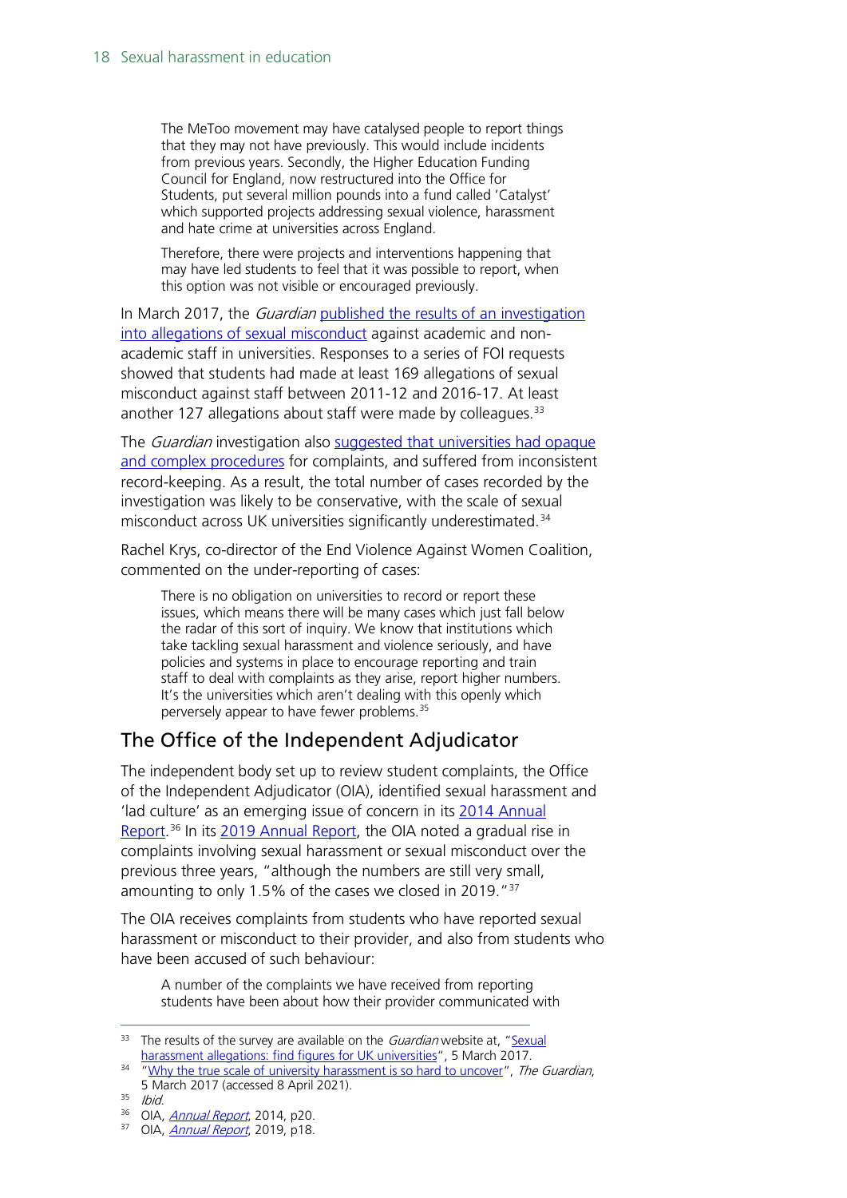> The MeToo movement may have catalysed people to report things that they may not have previously. This would include incidents from previous years. Secondly, the Higher Education Funding Council for England, now restructured into the Office for Students, put several million pounds into a fund called 'Catalyst' which supported projects addressing sexual violence, harassment and hate crime at universities across England.
>
> Therefore, there were projects and interventions happening that may have led students to feel that it was possible to report, when this option was not visible or encouraged previously.

In March 2017, the *Guardian* published the results of an investigation into allegations of sexual misconduct against academic and non-academic staff in universities. Responses to a series of FOI requests showed that students had made at least 169 allegations of sexual misconduct against staff between 2011-12 and 2016-17. At least another 127 allegations about staff were made by colleagues.[33]

The *Guardian* investigation also suggested that universities had opaque and complex procedures for complaints, and suffered from inconsistent record-keeping. As a result, the total number of cases recorded by the investigation was likely to be conservative, with the scale of sexual misconduct across UK universities significantly underestimated.[34]

Rachel Krys, co-director of the End Violence Against Women Coalition, commented on the under-reporting of cases:

> There is no obligation on universities to record or report these issues, which means there will be many cases which just fall below the radar of this sort of inquiry. We know that institutions which take tackling sexual harassment and violence seriously, and have policies and systems in place to encourage reporting and train staff to deal with complaints as they arise, report higher numbers. It's the universities which aren't dealing with this openly which perversely appear to have fewer problems.[35]

## The Office of the Independent Adjudicator

The independent body set up to review student complaints, the Office of the Independent Adjudicator (OIA), identified sexual harassment and 'lad culture' as an emerging issue of concern in its 2014 Annual Report.[36] In its 2019 Annual Report, the OIA noted a gradual rise in complaints involving sexual harassment or sexual misconduct over the previous three years, "although the numbers are still very small, amounting to only 1.5% of the cases we closed in 2019."[37]

The OIA receives complaints from students who have reported sexual harassment or misconduct to their provider, and also from students who have been accused of such behaviour:

> A number of the complaints we have received from reporting students have been about how their provider communicated with

---

[33] The results of the survey are available on the *Guardian* website at, "Sexual harassment allegations: find figures for UK universities", 5 March 2017.

[34] "Why the true scale of university harassment is so hard to uncover", *The Guardian*, 5 March 2017 (accessed 8 April 2021).

[35] *Ibid.*

[36] OIA, *Annual Report*, 2014, p20.

[37] OIA, *Annual Report*, 2019, p18.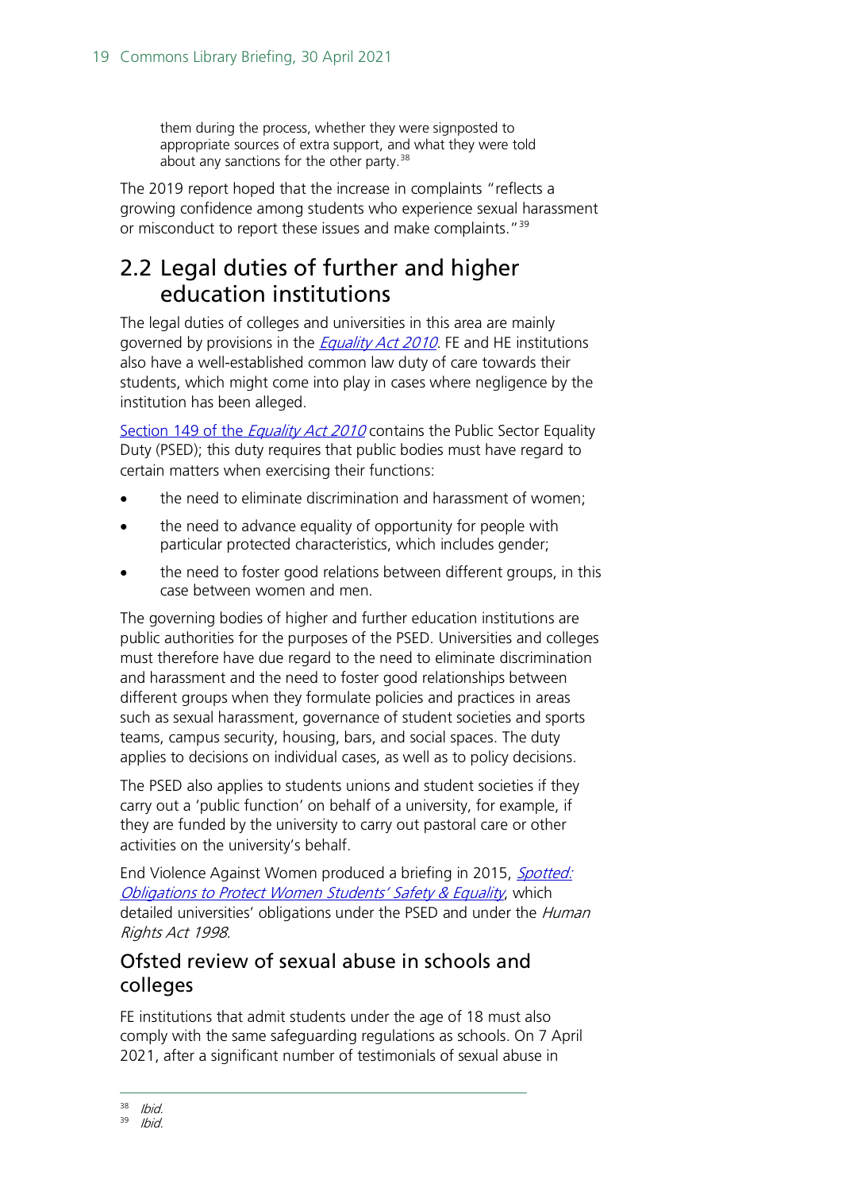them during the process, whether they were signposted to appropriate sources of extra support, and what they were told about any sanctions for the other party.[38]

The 2019 report hoped that the increase in complaints "reflects a growing confidence among students who experience sexual harassment or misconduct to report these issues and make complaints."[39]

## 2.2 Legal duties of further and higher education institutions

The legal duties of colleges and universities in this area are mainly governed by provisions in the *Equality Act 2010*. FE and HE institutions also have a well-established common law duty of care towards their students, which might come into play in cases where negligence by the institution has been alleged.

Section 149 of the *Equality Act 2010* contains the Public Sector Equality Duty (PSED); this duty requires that public bodies must have regard to certain matters when exercising their functions:

- the need to eliminate discrimination and harassment of women;
- the need to advance equality of opportunity for people with particular protected characteristics, which includes gender;
- the need to foster good relations between different groups, in this case between women and men.

The governing bodies of higher and further education institutions are public authorities for the purposes of the PSED. Universities and colleges must therefore have due regard to the need to eliminate discrimination and harassment and the need to foster good relationships between different groups when they formulate policies and practices in areas such as sexual harassment, governance of student societies and sports teams, campus security, housing, bars, and social spaces. The duty applies to decisions on individual cases, as well as to policy decisions.

The PSED also applies to students unions and student societies if they carry out a 'public function' on behalf of a university, for example, if they are funded by the university to carry out pastoral care or other activities on the university's behalf.

End Violence Against Women produced a briefing in 2015, *Spotted: Obligations to Protect Women Students' Safety & Equality*, which detailed universities' obligations under the PSED and under the *Human Rights Act 1998*.

### Ofsted review of sexual abuse in schools and colleges

FE institutions that admit students under the age of 18 must also comply with the same safeguarding regulations as schools. On 7 April 2021, after a significant number of testimonials of sexual abuse in

---

[38] *Ibid.*

[39] *Ibid.*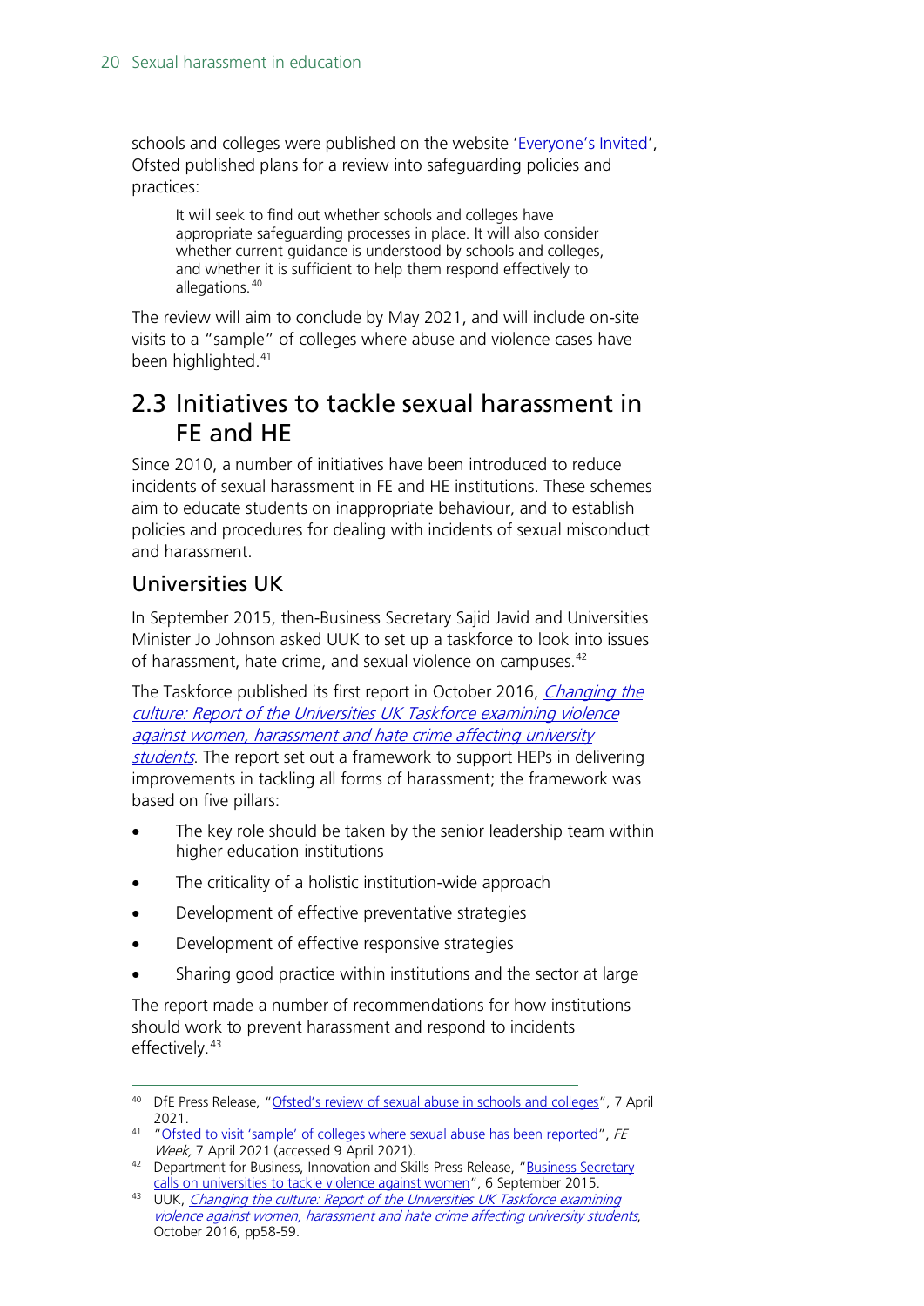schools and colleges were published on the website 'Everyone's Invited', Ofsted published plans for a review into safeguarding policies and practices:

> It will seek to find out whether schools and colleges have appropriate safeguarding processes in place. It will also consider whether current guidance is understood by schools and colleges, and whether it is sufficient to help them respond effectively to allegations.[40]

The review will aim to conclude by May 2021, and will include on-site visits to a "sample" of colleges where abuse and violence cases have been highlighted.[41]

## 2.3 Initiatives to tackle sexual harassment in FE and HE

Since 2010, a number of initiatives have been introduced to reduce incidents of sexual harassment in FE and HE institutions. These schemes aim to educate students on inappropriate behaviour, and to establish policies and procedures for dealing with incidents of sexual misconduct and harassment.

### Universities UK

In September 2015, then-Business Secretary Sajid Javid and Universities Minister Jo Johnson asked UUK to set up a taskforce to look into issues of harassment, hate crime, and sexual violence on campuses.[42]

The Taskforce published its first report in October 2016, *Changing the culture: Report of the Universities UK Taskforce examining violence against women, harassment and hate crime affecting university students*. The report set out a framework to support HEPs in delivering improvements in tackling all forms of harassment; the framework was based on five pillars:

- The key role should be taken by the senior leadership team within higher education institutions
- The criticality of a holistic institution-wide approach
- Development of effective preventative strategies
- Development of effective responsive strategies
- Sharing good practice within institutions and the sector at large

The report made a number of recommendations for how institutions should work to prevent harassment and respond to incidents effectively.[43]

---

[40] DfE Press Release, "Ofsted's review of sexual abuse in schools and colleges", 7 April 2021.

[41] "Ofsted to visit 'sample' of colleges where sexual abuse has been reported", *FE Week*, 7 April 2021 (accessed 9 April 2021).

[42] Department for Business, Innovation and Skills Press Release, "Business Secretary calls on universities to tackle violence against women", 6 September 2015.

[43] UUK, *Changing the culture: Report of the Universities UK Taskforce examining violence against women, harassment and hate crime affecting university students*, October 2016, pp58-59.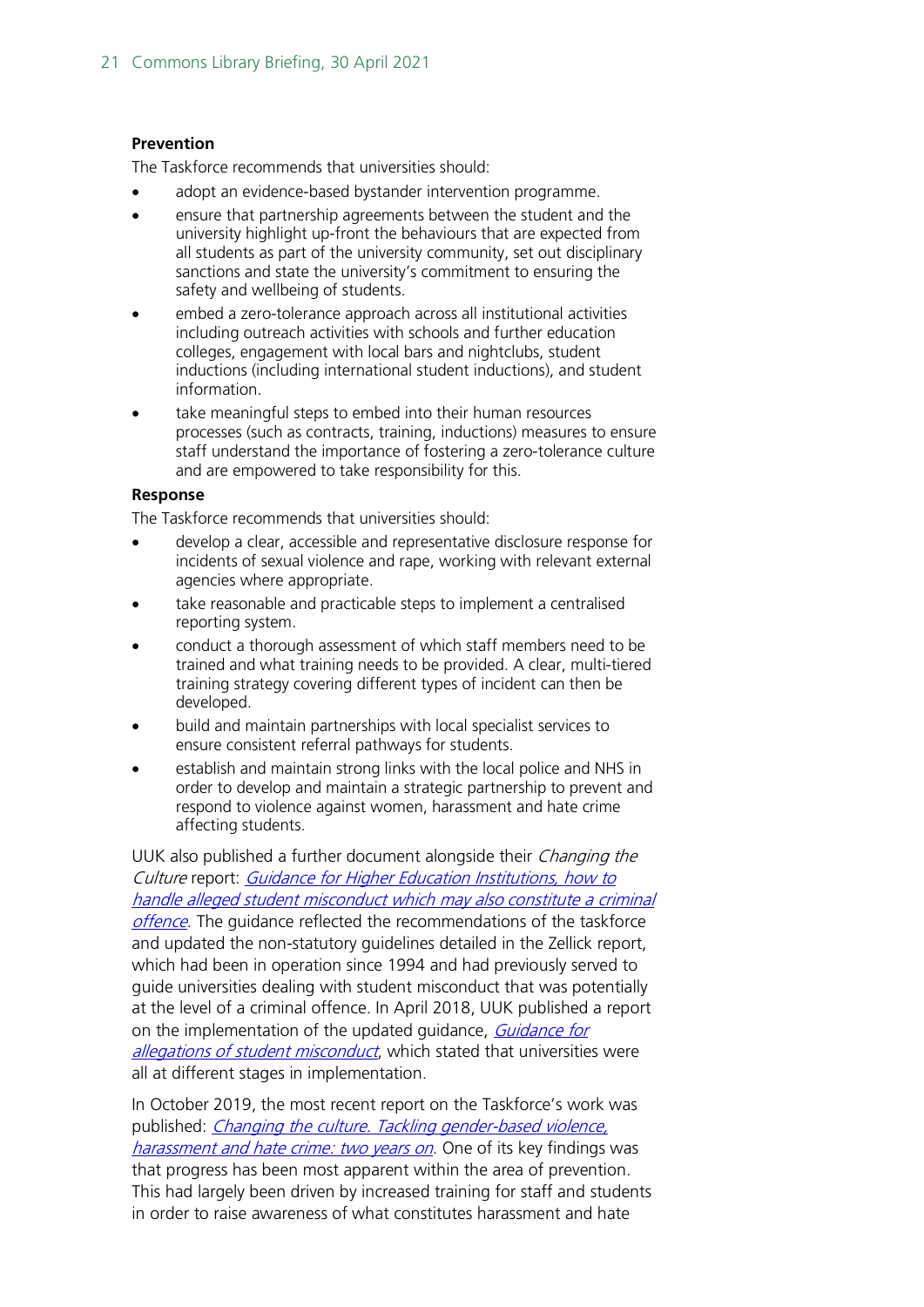**Prevention**

The Taskforce recommends that universities should:

- adopt an evidence-based bystander intervention programme.
- ensure that partnership agreements between the student and the university highlight up-front the behaviours that are expected from all students as part of the university community, set out disciplinary sanctions and state the university's commitment to ensuring the safety and wellbeing of students.
- embed a zero-tolerance approach across all institutional activities including outreach activities with schools and further education colleges, engagement with local bars and nightclubs, student inductions (including international student inductions), and student information.
- take meaningful steps to embed into their human resources processes (such as contracts, training, inductions) measures to ensure staff understand the importance of fostering a zero-tolerance culture and are empowered to take responsibility for this.

**Response**

The Taskforce recommends that universities should:

- develop a clear, accessible and representative disclosure response for incidents of sexual violence and rape, working with relevant external agencies where appropriate.
- take reasonable and practicable steps to implement a centralised reporting system.
- conduct a thorough assessment of which staff members need to be trained and what training needs to be provided. A clear, multi-tiered training strategy covering different types of incident can then be developed.
- build and maintain partnerships with local specialist services to ensure consistent referral pathways for students.
- establish and maintain strong links with the local police and NHS in order to develop and maintain a strategic partnership to prevent and respond to violence against women, harassment and hate crime affecting students.

UUK also published a further document alongside their *Changing the Culture* report: *Guidance for Higher Education Institutions, how to handle alleged student misconduct which may also constitute a criminal offence*. The guidance reflected the recommendations of the taskforce and updated the non-statutory guidelines detailed in the Zellick report, which had been in operation since 1994 and had previously served to guide universities dealing with student misconduct that was potentially at the level of a criminal offence. In April 2018, UUK published a report on the implementation of the updated guidance, *Guidance for allegations of student misconduct*, which stated that universities were all at different stages in implementation.

In October 2019, the most recent report on the Taskforce's work was published: *Changing the culture. Tackling gender-based violence, harassment and hate crime: two years on*. One of its key findings was that progress has been most apparent within the area of prevention. This had largely been driven by increased training for staff and students in order to raise awareness of what constitutes harassment and hate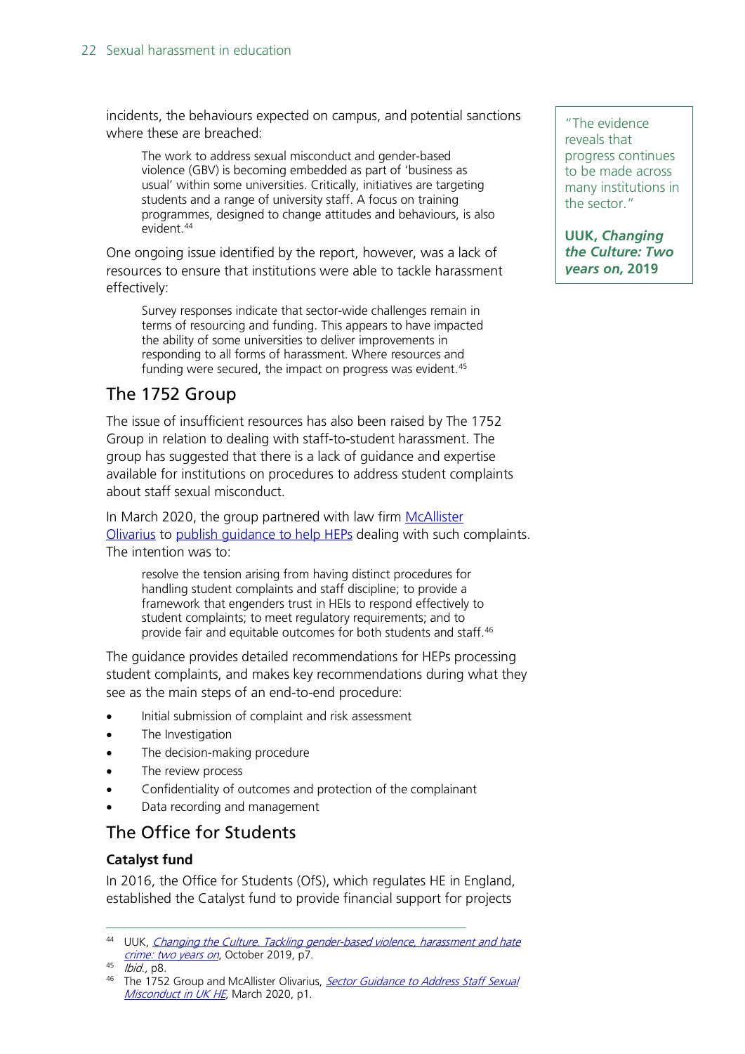incidents, the behaviours expected on campus, and potential sanctions where these are breached:

> The work to address sexual misconduct and gender-based violence (GBV) is becoming embedded as part of 'business as usual' within some universities. Critically, initiatives are targeting students and a range of university staff. A focus on training programmes, designed to change attitudes and behaviours, is also evident.[44]

One ongoing issue identified by the report, however, was a lack of resources to ensure that institutions were able to tackle harassment effectively:

> Survey responses indicate that sector-wide challenges remain in terms of resourcing and funding. This appears to have impacted the ability of some universities to deliver improvements in responding to all forms of harassment. Where resources and funding were secured, the impact on progress was evident.[45]

> "The evidence reveals that progress continues to be made across many institutions in the sector."
>
> **UUK, *Changing the Culture: Two years on*, 2019**

## The 1752 Group

The issue of insufficient resources has also been raised by The 1752 Group in relation to dealing with staff-to-student harassment. The group has suggested that there is a lack of guidance and expertise available for institutions on procedures to address student complaints about staff sexual misconduct.

In March 2020, the group partnered with law firm McAllister Olivarius to publish guidance to help HEPs dealing with such complaints. The intention was to:

> resolve the tension arising from having distinct procedures for handling student complaints and staff discipline; to provide a framework that engenders trust in HEIs to respond effectively to student complaints; to meet regulatory requirements; and to provide fair and equitable outcomes for both students and staff.[46]

The guidance provides detailed recommendations for HEPs processing student complaints, and makes key recommendations during what they see as the main steps of an end-to-end procedure:

- Initial submission of complaint and risk assessment
- The Investigation
- The decision-making procedure
- The review process
- Confidentiality of outcomes and protection of the complainant
- Data recording and management

## The Office for Students

### Catalyst fund

In 2016, the Office for Students (OfS), which regulates HE in England, established the Catalyst fund to provide financial support for projects

---

[44] UUK, *Changing the Culture. Tackling gender-based violence, harassment and hate crime: two years on*, October 2019, p7.

[45] *Ibid.*, p8.

[46] The 1752 Group and McAllister Olivarius, *Sector Guidance to Address Staff Sexual Misconduct in UK HE*, March 2020, p1.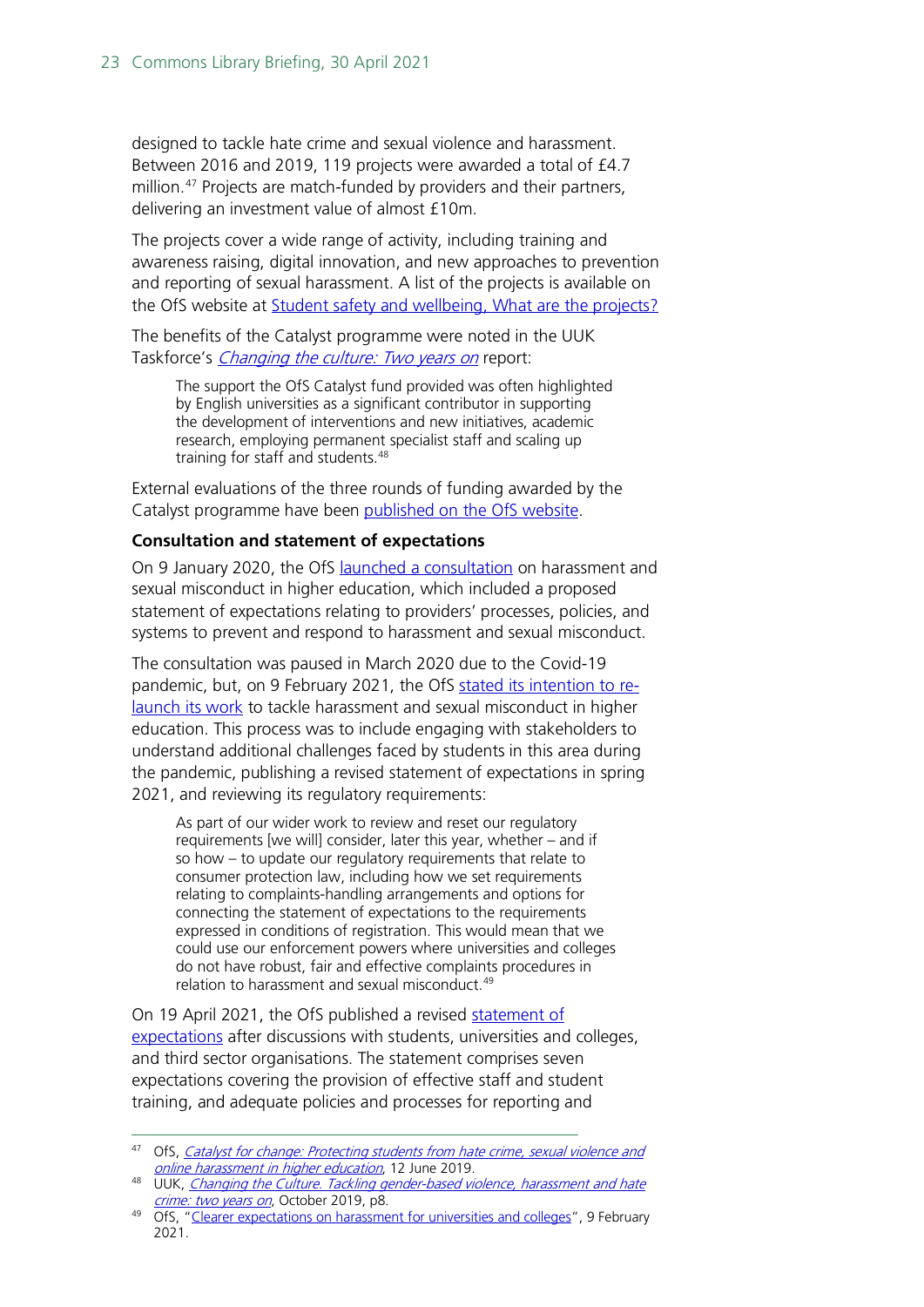designed to tackle hate crime and sexual violence and harassment. Between 2016 and 2019, 119 projects were awarded a total of £4.7 million.[47] Projects are match-funded by providers and their partners, delivering an investment value of almost £10m.

The projects cover a wide range of activity, including training and awareness raising, digital innovation, and new approaches to prevention and reporting of sexual harassment. A list of the projects is available on the OfS website at Student safety and wellbeing, What are the projects?

The benefits of the Catalyst programme were noted in the UUK Taskforce's *Changing the culture: Two years on* report:

> The support the OfS Catalyst fund provided was often highlighted by English universities as a significant contributor in supporting the development of interventions and new initiatives, academic research, employing permanent specialist staff and scaling up training for staff and students.[48]

External evaluations of the three rounds of funding awarded by the Catalyst programme have been published on the OfS website.

**Consultation and statement of expectations**

On 9 January 2020, the OfS launched a consultation on harassment and sexual misconduct in higher education, which included a proposed statement of expectations relating to providers' processes, policies, and systems to prevent and respond to harassment and sexual misconduct.

The consultation was paused in March 2020 due to the Covid-19 pandemic, but, on 9 February 2021, the OfS stated its intention to re-launch its work to tackle harassment and sexual misconduct in higher education. This process was to include engaging with stakeholders to understand additional challenges faced by students in this area during the pandemic, publishing a revised statement of expectations in spring 2021, and reviewing its regulatory requirements:

> As part of our wider work to review and reset our regulatory requirements [we will] consider, later this year, whether – and if so how – to update our regulatory requirements that relate to consumer protection law, including how we set requirements relating to complaints-handling arrangements and options for connecting the statement of expectations to the requirements expressed in conditions of registration. This would mean that we could use our enforcement powers where universities and colleges do not have robust, fair and effective complaints procedures in relation to harassment and sexual misconduct.[49]

On 19 April 2021, the OfS published a revised statement of expectations after discussions with students, universities and colleges, and third sector organisations. The statement comprises seven expectations covering the provision of effective staff and student training, and adequate policies and processes for reporting and

---

[47] OfS, *Catalyst for change: Protecting students from hate crime, sexual violence and online harassment in higher education*, 12 June 2019.

[48] UUK, *Changing the Culture. Tackling gender-based violence, harassment and hate crime: two years on*, October 2019, p8.

[49] OfS, "Clearer expectations on harassment for universities and colleges", 9 February 2021.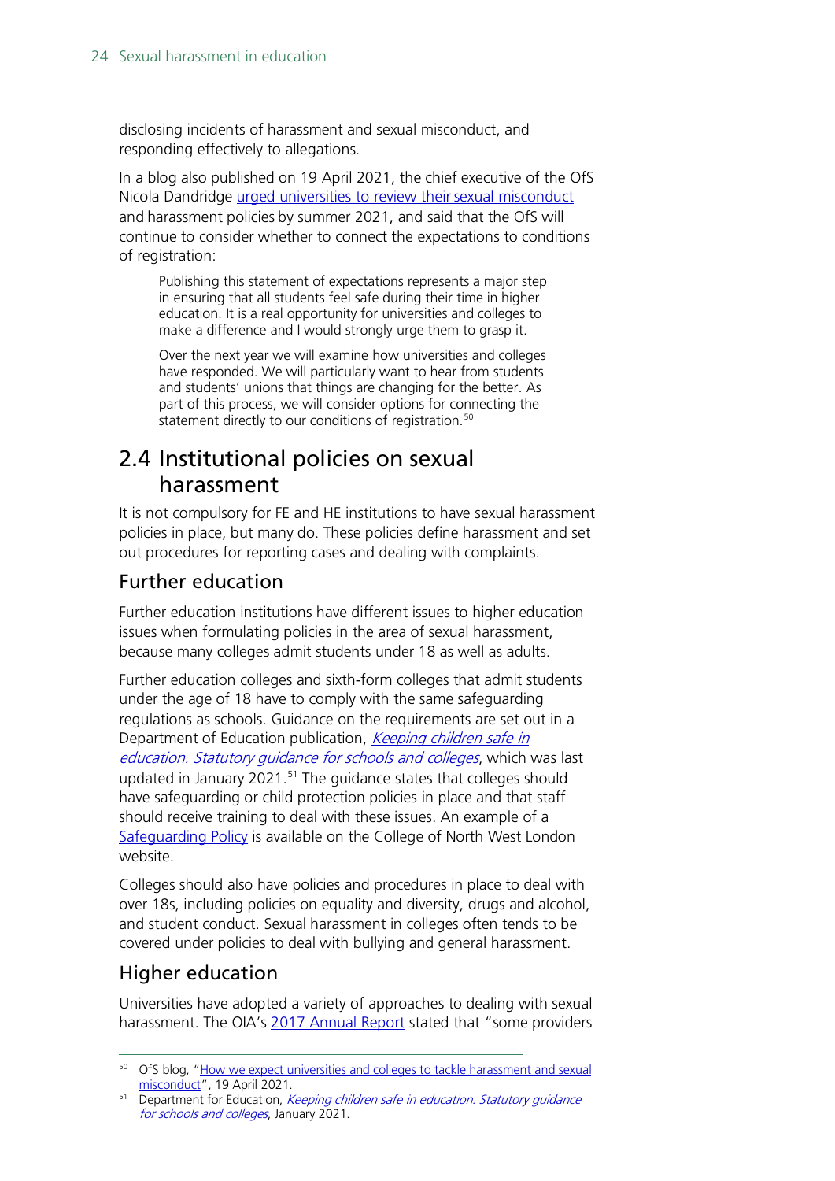disclosing incidents of harassment and sexual misconduct, and responding effectively to allegations.

In a blog also published on 19 April 2021, the chief executive of the OfS Nicola Dandridge urged universities to review their sexual misconduct and harassment policies by summer 2021, and said that the OfS will continue to consider whether to connect the expectations to conditions of registration:

> Publishing this statement of expectations represents a major step in ensuring that all students feel safe during their time in higher education. It is a real opportunity for universities and colleges to make a difference and I would strongly urge them to grasp it.
>
> Over the next year we will examine how universities and colleges have responded. We will particularly want to hear from students and students' unions that things are changing for the better. As part of this process, we will consider options for connecting the statement directly to our conditions of registration.[50]

## 2.4 Institutional policies on sexual harassment

It is not compulsory for FE and HE institutions to have sexual harassment policies in place, but many do. These policies define harassment and set out procedures for reporting cases and dealing with complaints.

### Further education

Further education institutions have different issues to higher education issues when formulating policies in the area of sexual harassment, because many colleges admit students under 18 as well as adults.

Further education colleges and sixth-form colleges that admit students under the age of 18 have to comply with the same safeguarding regulations as schools. Guidance on the requirements are set out in a Department of Education publication, *Keeping children safe in education. Statutory guidance for schools and colleges*, which was last updated in January 2021.[51] The guidance states that colleges should have safeguarding or child protection policies in place and that staff should receive training to deal with these issues. An example of a Safeguarding Policy is available on the College of North West London website.

Colleges should also have policies and procedures in place to deal with over 18s, including policies on equality and diversity, drugs and alcohol, and student conduct. Sexual harassment in colleges often tends to be covered under policies to deal with bullying and general harassment.

### Higher education

Universities have adopted a variety of approaches to dealing with sexual harassment. The OIA's 2017 Annual Report stated that "some providers

---

[50] OfS blog, "How we expect universities and colleges to tackle harassment and sexual misconduct", 19 April 2021.

[51] Department for Education, *Keeping children safe in education. Statutory guidance for schools and colleges*, January 2021.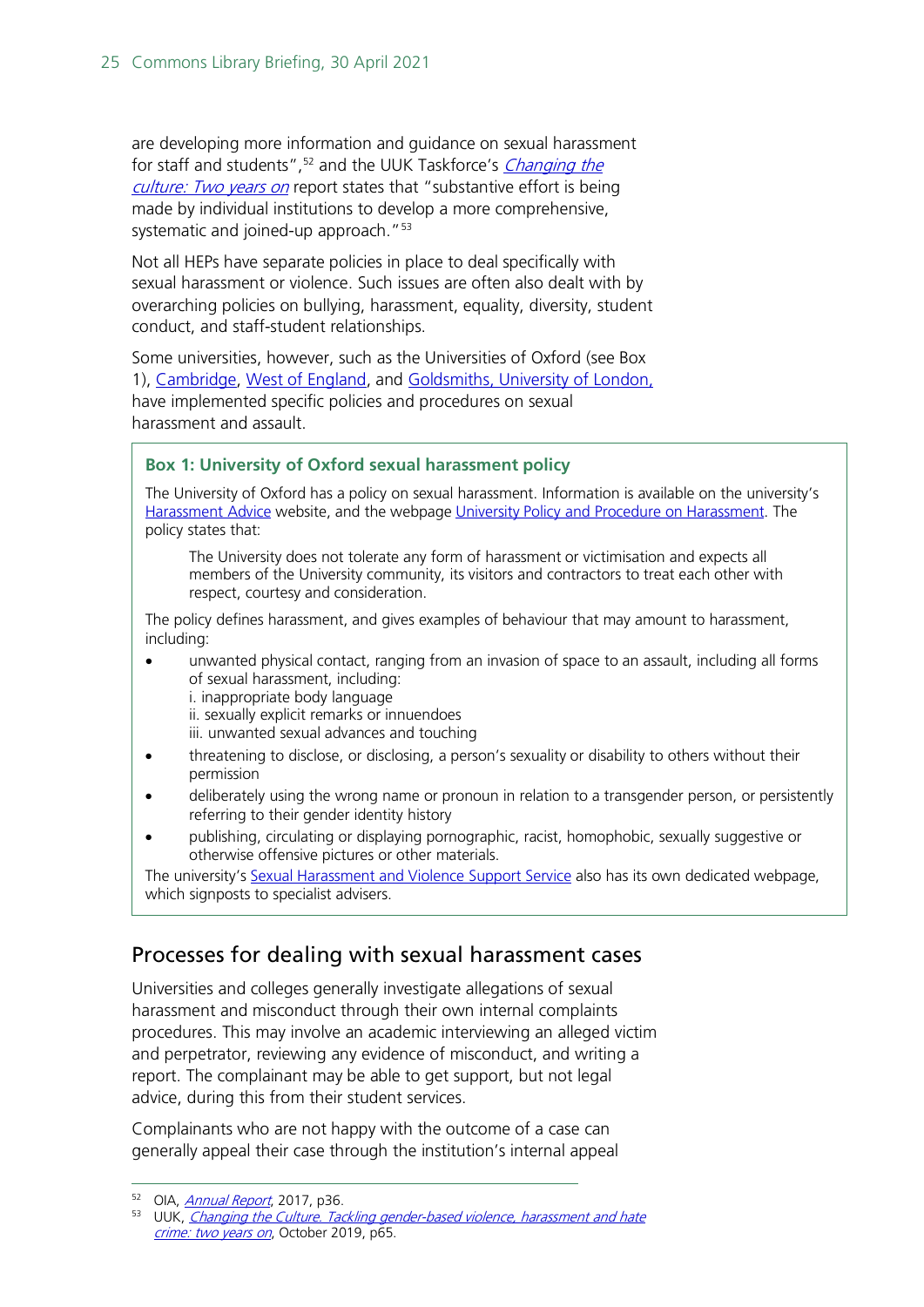are developing more information and guidance on sexual harassment for staff and students",[52] and the UUK Taskforce's *Changing the culture: Two years on* report states that "substantive effort is being made by individual institutions to develop a more comprehensive, systematic and joined-up approach."[53]

Not all HEPs have separate policies in place to deal specifically with sexual harassment or violence. Such issues are often also dealt with by overarching policies on bullying, harassment, equality, diversity, student conduct, and staff-student relationships.

Some universities, however, such as the Universities of Oxford (see Box 1), Cambridge, West of England, and Goldsmiths, University of London, have implemented specific policies and procedures on sexual harassment and assault.

> **Box 1: University of Oxford sexual harassment policy**
>
> The University of Oxford has a policy on sexual harassment. Information is available on the university's Harassment Advice website, and the webpage University Policy and Procedure on Harassment. The policy states that:
>
> > The University does not tolerate any form of harassment or victimisation and expects all members of the University community, its visitors and contractors to treat each other with respect, courtesy and consideration.
>
> The policy defines harassment, and gives examples of behaviour that may amount to harassment, including:
>
> - unwanted physical contact, ranging from an invasion of space to an assault, including all forms of sexual harassment, including:
>   i. inappropriate body language
>   ii. sexually explicit remarks or innuendoes
>   iii. unwanted sexual advances and touching
> - threatening to disclose, or disclosing, a person's sexuality or disability to others without their permission
> - deliberately using the wrong name or pronoun in relation to a transgender person, or persistently referring to their gender identity history
> - publishing, circulating or displaying pornographic, racist, homophobic, sexually suggestive or otherwise offensive pictures or other materials.
>
> The university's Sexual Harassment and Violence Support Service also has its own dedicated webpage, which signposts to specialist advisers.

## Processes for dealing with sexual harassment cases

Universities and colleges generally investigate allegations of sexual harassment and misconduct through their own internal complaints procedures. This may involve an academic interviewing an alleged victim and perpetrator, reviewing any evidence of misconduct, and writing a report. The complainant may be able to get support, but not legal advice, during this from their student services.

Complainants who are not happy with the outcome of a case can generally appeal their case through the institution's internal appeal

---

[52] OIA, *Annual Report*, 2017, p36.

[53] UUK, *Changing the Culture. Tackling gender-based violence, harassment and hate crime: two years on*, October 2019, p65.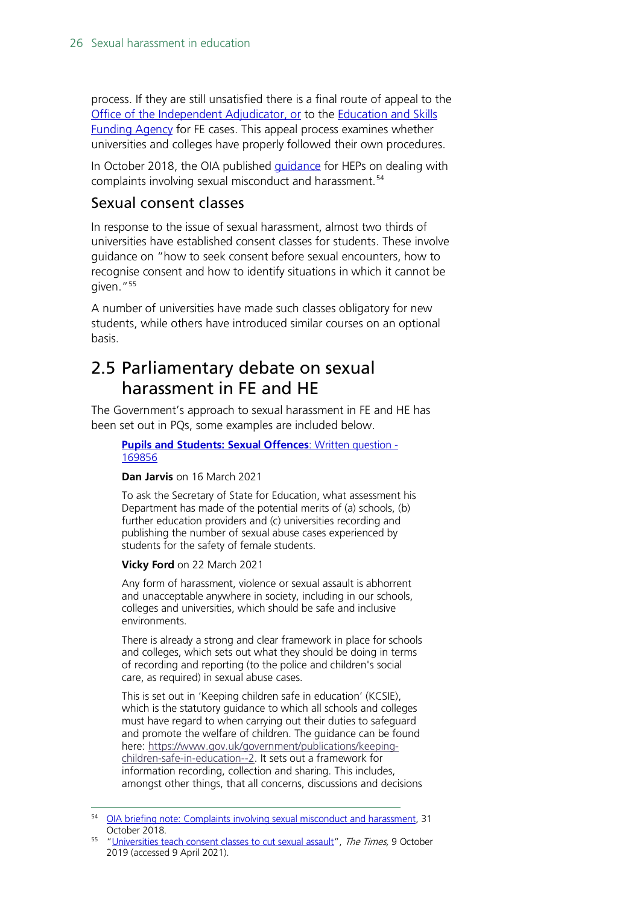process. If they are still unsatisfied there is a final route of appeal to the Office of the Independent Adjudicator, or to the Education and Skills Funding Agency for FE cases. This appeal process examines whether universities and colleges have properly followed their own procedures.

In October 2018, the OIA published guidance for HEPs on dealing with complaints involving sexual misconduct and harassment.[54]

### Sexual consent classes

In response to the issue of sexual harassment, almost two thirds of universities have established consent classes for students. These involve guidance on "how to seek consent before sexual encounters, how to recognise consent and how to identify situations in which it cannot be given."[55]

A number of universities have made such classes obligatory for new students, while others have introduced similar courses on an optional basis.

## 2.5 Parliamentary debate on sexual harassment in FE and HE

The Government's approach to sexual harassment in FE and HE has been set out in PQs, some examples are included below.

> **Pupils and Students: Sexual Offences**: Written question - 169856
>
> **Dan Jarvis** on 16 March 2021
>
> To ask the Secretary of State for Education, what assessment his Department has made of the potential merits of (a) schools, (b) further education providers and (c) universities recording and publishing the number of sexual abuse cases experienced by students for the safety of female students.
>
> **Vicky Ford** on 22 March 2021
>
> Any form of harassment, violence or sexual assault is abhorrent and unacceptable anywhere in society, including in our schools, colleges and universities, which should be safe and inclusive environments.
>
> There is already a strong and clear framework in place for schools and colleges, which sets out what they should be doing in terms of recording and reporting (to the police and children's social care, as required) in sexual abuse cases.
>
> This is set out in 'Keeping children safe in education' (KCSIE), which is the statutory guidance to which all schools and colleges must have regard to when carrying out their duties to safeguard and promote the welfare of children. The guidance can be found here: https://www.gov.uk/government/publications/keeping-children-safe-in-education--2. It sets out a framework for information recording, collection and sharing. This includes, amongst other things, that all concerns, discussions and decisions

---

[54] OIA briefing note: Complaints involving sexual misconduct and harassment, 31 October 2018.

[55] "Universities teach consent classes to cut sexual assault", *The Times*, 9 October 2019 (accessed 9 April 2021).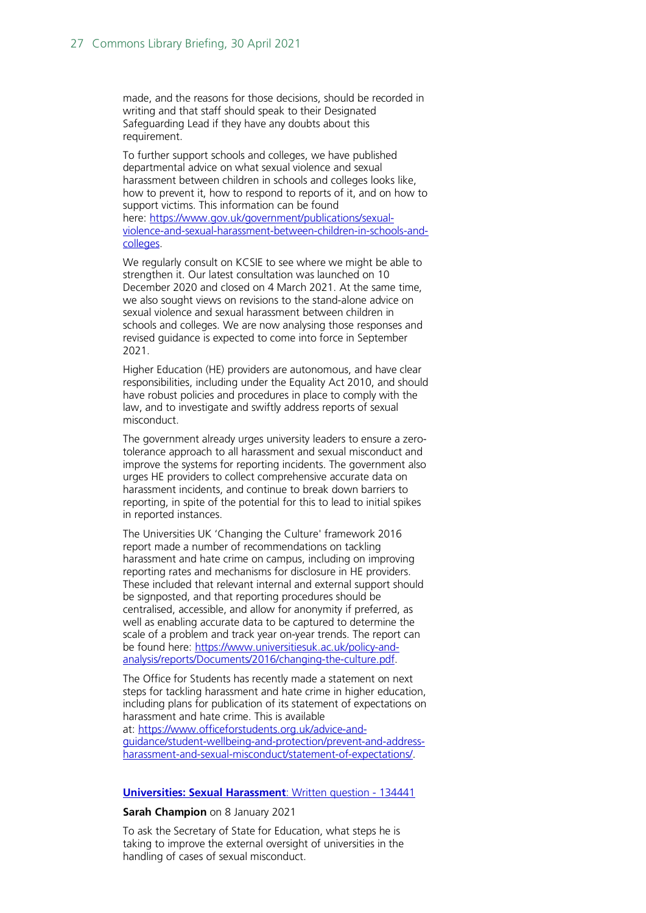made, and the reasons for those decisions, should be recorded in writing and that staff should speak to their Designated Safeguarding Lead if they have any doubts about this requirement.

To further support schools and colleges, we have published departmental advice on what sexual violence and sexual harassment between children in schools and colleges looks like, how to prevent it, how to respond to reports of it, and on how to support victims. This information can be found here: [https://www.gov.uk/government/publications/sexual-violence-and-sexual-harassment-between-children-in-schools-and-colleges](https://www.gov.uk/government/publications/sexual-violence-and-sexual-harassment-between-children-in-schools-and-colleges).

We regularly consult on KCSIE to see where we might be able to strengthen it. Our latest consultation was launched on 10 December 2020 and closed on 4 March 2021. At the same time, we also sought views on revisions to the stand-alone advice on sexual violence and sexual harassment between children in schools and colleges. We are now analysing those responses and revised guidance is expected to come into force in September 2021.

Higher Education (HE) providers are autonomous, and have clear responsibilities, including under the Equality Act 2010, and should have robust policies and procedures in place to comply with the law, and to investigate and swiftly address reports of sexual misconduct.

The government already urges university leaders to ensure a zero-tolerance approach to all harassment and sexual misconduct and improve the systems for reporting incidents. The government also urges HE providers to collect comprehensive accurate data on harassment incidents, and continue to break down barriers to reporting, in spite of the potential for this to lead to initial spikes in reported instances.

The Universities UK 'Changing the Culture' framework 2016 report made a number of recommendations on tackling harassment and hate crime on campus, including on improving reporting rates and mechanisms for disclosure in HE providers. These included that relevant internal and external support should be signposted, and that reporting procedures should be centralised, accessible, and allow for anonymity if preferred, as well as enabling accurate data to be captured to determine the scale of a problem and track year on-year trends. The report can be found here: [https://www.universitiesuk.ac.uk/policy-and-analysis/reports/Documents/2016/changing-the-culture.pdf](https://www.universitiesuk.ac.uk/policy-and-analysis/reports/Documents/2016/changing-the-culture.pdf).

The Office for Students has recently made a statement on next steps for tackling harassment and hate crime in higher education, including plans for publication of its statement of expectations on harassment and hate crime. This is available at: [https://www.officeforstudents.org.uk/advice-and-guidance/student-wellbeing-and-protection/prevent-and-address-harassment-and-sexual-misconduct/statement-of-expectations/](https://www.officeforstudents.org.uk/advice-and-guidance/student-wellbeing-and-protection/prevent-and-address-harassment-and-sexual-misconduct/statement-of-expectations/).

**Universities: Sexual Harassment: Written question - 134441**

**Sarah Champion** on 8 January 2021

To ask the Secretary of State for Education, what steps he is taking to improve the external oversight of universities in the handling of cases of sexual misconduct.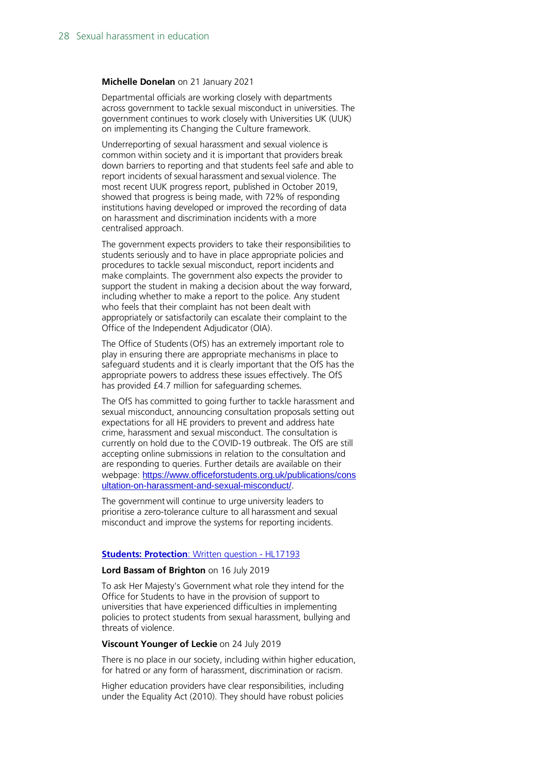**Michelle Donelan** on 21 January 2021

Departmental officials are working closely with departments across government to tackle sexual misconduct in universities. The government continues to work closely with Universities UK (UUK) on implementing its Changing the Culture framework.

Underreporting of sexual harassment and sexual violence is common within society and it is important that providers break down barriers to reporting and that students feel safe and able to report incidents of sexual harassment and sexual violence. The most recent UUK progress report, published in October 2019, showed that progress is being made, with 72% of responding institutions having developed or improved the recording of data on harassment and discrimination incidents with a more centralised approach.

The government expects providers to take their responsibilities to students seriously and to have in place appropriate policies and procedures to tackle sexual misconduct, report incidents and make complaints. The government also expects the provider to support the student in making a decision about the way forward, including whether to make a report to the police. Any student who feels that their complaint has not been dealt with appropriately or satisfactorily can escalate their complaint to the Office of the Independent Adjudicator (OIA).

The Office of Students (OfS) has an extremely important role to play in ensuring there are appropriate mechanisms in place to safeguard students and it is clearly important that the OfS has the appropriate powers to address these issues effectively. The OfS has provided £4.7 million for safeguarding schemes.

The OfS has committed to going further to tackle harassment and sexual misconduct, announcing consultation proposals setting out expectations for all HE providers to prevent and address hate crime, harassment and sexual misconduct. The consultation is currently on hold due to the COVID-19 outbreak. The OfS are still accepting online submissions in relation to the consultation and are responding to queries. Further details are available on their webpage: [https://www.officeforstudents.org.uk/publications/consultation-on-harassment-and-sexual-misconduct/](https://www.officeforstudents.org.uk/publications/consultation-on-harassment-and-sexual-misconduct/).

The government will continue to urge university leaders to prioritise a zero-tolerance culture to all harassment and sexual misconduct and improve the systems for reporting incidents.

**Students: Protection**: Written question - HL17193

**Lord Bassam of Brighton** on 16 July 2019

To ask Her Majesty's Government what role they intend for the Office for Students to have in the provision of support to universities that have experienced difficulties in implementing policies to protect students from sexual harassment, bullying and threats of violence.

**Viscount Younger of Leckie** on 24 July 2019

There is no place in our society, including within higher education, for hatred or any form of harassment, discrimination or racism.

Higher education providers have clear responsibilities, including under the Equality Act (2010). They should have robust policies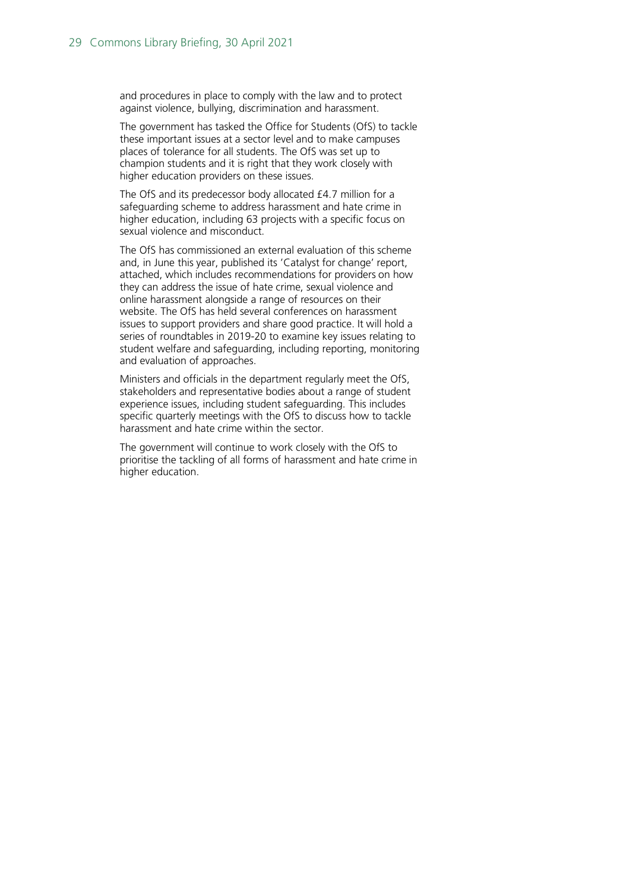and procedures in place to comply with the law and to protect against violence, bullying, discrimination and harassment.

The government has tasked the Office for Students (OfS) to tackle these important issues at a sector level and to make campuses places of tolerance for all students. The OfS was set up to champion students and it is right that they work closely with higher education providers on these issues.

The OfS and its predecessor body allocated £4.7 million for a safeguarding scheme to address harassment and hate crime in higher education, including 63 projects with a specific focus on sexual violence and misconduct.

The OfS has commissioned an external evaluation of this scheme and, in June this year, published its 'Catalyst for change' report, attached, which includes recommendations for providers on how they can address the issue of hate crime, sexual violence and online harassment alongside a range of resources on their website. The OfS has held several conferences on harassment issues to support providers and share good practice. It will hold a series of roundtables in 2019-20 to examine key issues relating to student welfare and safeguarding, including reporting, monitoring and evaluation of approaches.

Ministers and officials in the department regularly meet the OfS, stakeholders and representative bodies about a range of student experience issues, including student safeguarding. This includes specific quarterly meetings with the OfS to discuss how to tackle harassment and hate crime within the sector.

The government will continue to work closely with the OfS to prioritise the tackling of all forms of harassment and hate crime in higher education.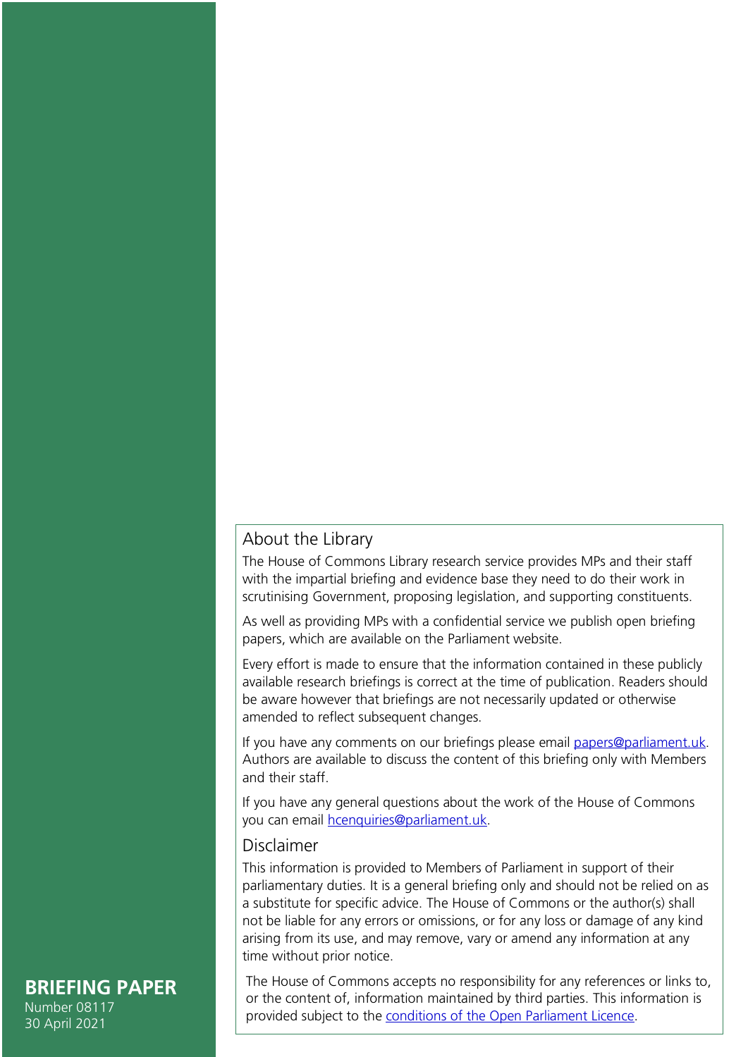## About the Library

The House of Commons Library research service provides MPs and their staff with the impartial briefing and evidence base they need to do their work in scrutinising Government, proposing legislation, and supporting constituents.

As well as providing MPs with a confidential service we publish open briefing papers, which are available on the Parliament website.

Every effort is made to ensure that the information contained in these publicly available research briefings is correct at the time of publication. Readers should be aware however that briefings are not necessarily updated or otherwise amended to reflect subsequent changes.

If you have any comments on our briefings please email papers@parliament.uk. Authors are available to discuss the content of this briefing only with Members and their staff.

If you have any general questions about the work of the House of Commons you can email hcenquiries@parliament.uk.

## Disclaimer

This information is provided to Members of Parliament in support of their parliamentary duties. It is a general briefing only and should not be relied on as a substitute for specific advice. The House of Commons or the author(s) shall not be liable for any errors or omissions, or for any loss or damage of any kind arising from its use, and may remove, vary or amend any information at any time without prior notice.

The House of Commons accepts no responsibility for any references or links to, or the content of, information maintained by third parties. This information is provided subject to the conditions of the Open Parliament Licence.

**BRIEFING PAPER**
Number 08117
30 April 2021